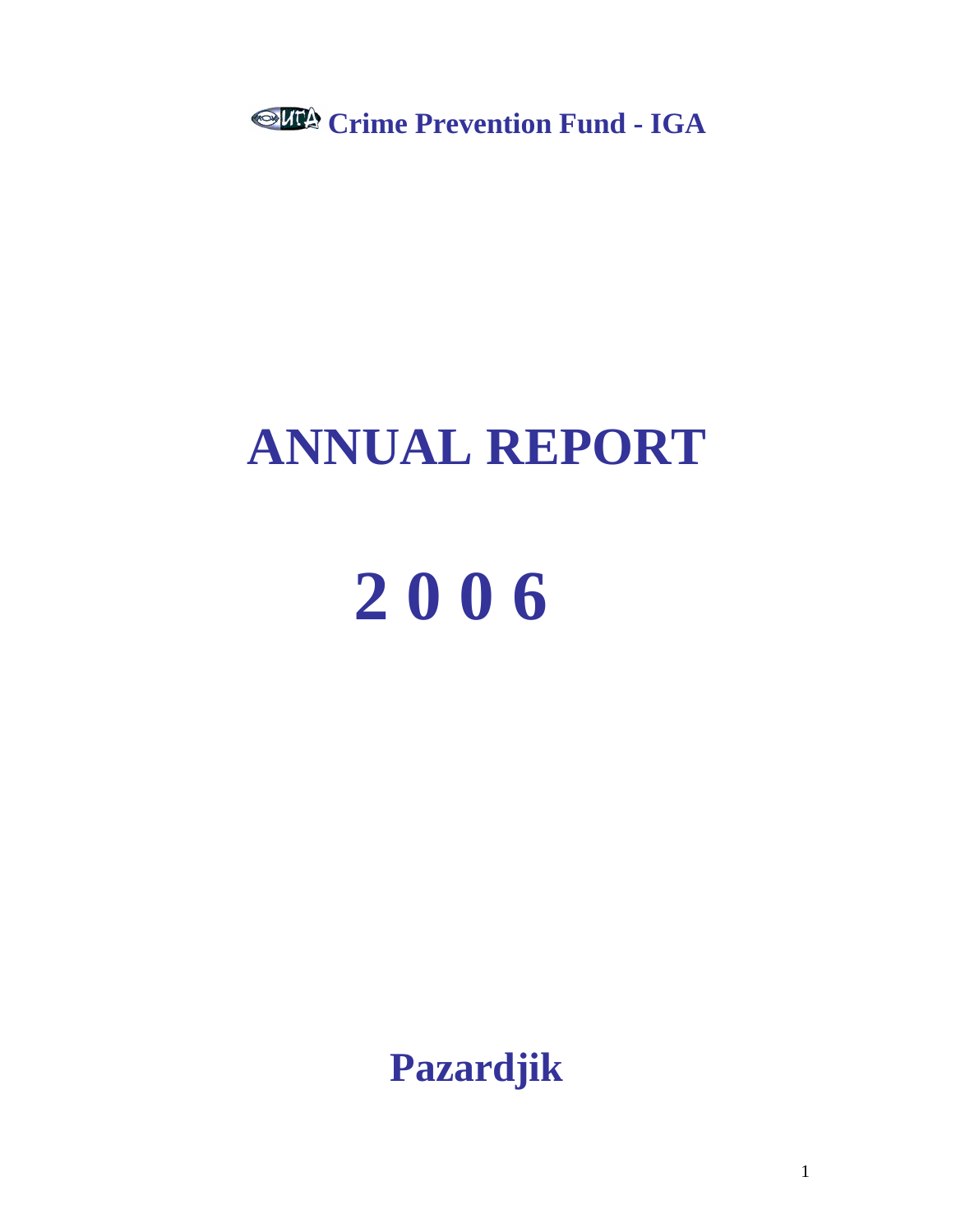**Crime Prevention Fund - IGA**

# ANNUAL REPORT

# 2 0 0 6

**Pazardjik**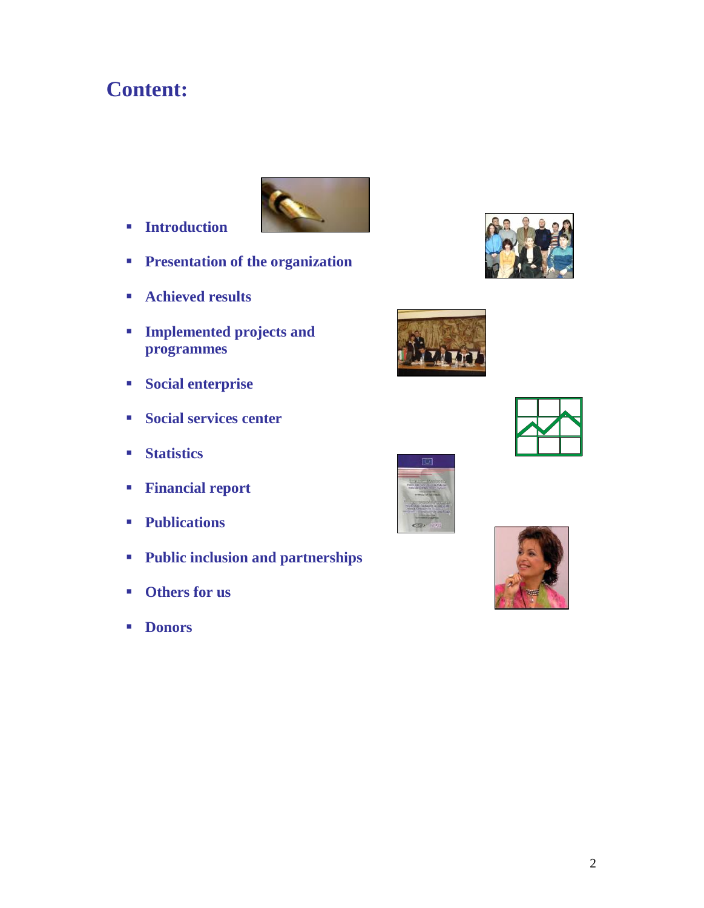# Content:

- Introduction
- Presentation of the organization
- Achieved results
- Implemented projects and programmes
- Social enterprise
- Social services center
- Statistics
- Financial report
- Publications
- Public inclusion and partnerships
- Others for us
- Donors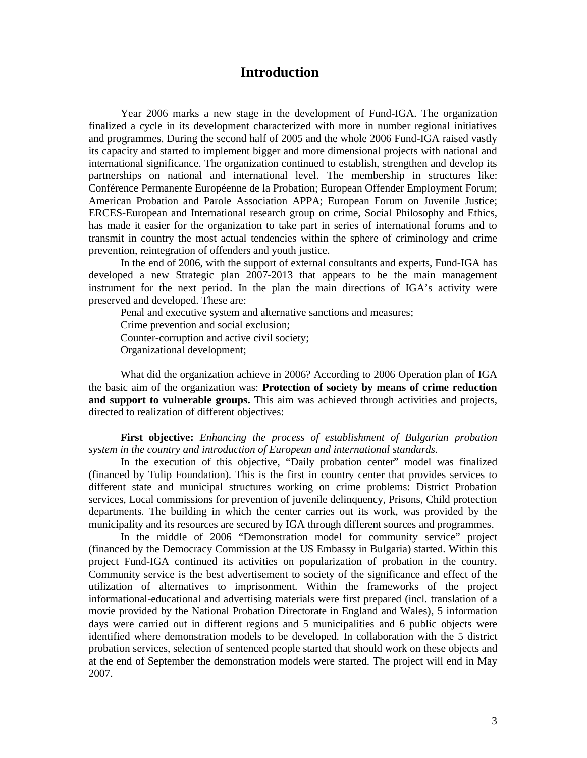# Introduction

Year 2006 marks a new stage in the development of Fund-IGA. The organization finalized a cycle in its development characterized with more in number regional initiatives and programmes. During the second half of 2005 and the whole 2006 Fund-IGA raised vastly its capacity and started to implement bigger and more dimensional projects with national and international significance. The organization continued to establish, strengthen and develop its partnerships on national and international level. The membership in structures like: Conférence Permanente Européenne de la Probation; European Offender Employment Forum; American Probation and Parole Association APPA; European Forum on Juvenile Justice; ERCES-European and International research group on crime, Social Philosophy and Ethics, has made it easier for the organization to take part in series of international forums and to transmit in country the most actual tendencies within the sphere of criminology and crime prevention, reintegration of offenders and youth justice.

In the end of 2006, with the support of external consultants and experts, Fund-IGA has developed a new Strategic plan 2007-2013 that appears to be the main management instrument for the next period. In the plan the main directions of IGA's activity were preserved and developed. These are:

Penal and executive system and alternative sanctions and measures;
Crime prevention and social exclusion;
Counter-corruption and active civil society;
Organizational development;

What did the organization achieve in 2006? According to 2006 Operation plan of IGA the basic aim of the organization was: **Protection of society by means of crime reduction and support to vulnerable groups.** This aim was achieved through activities and projects, directed to realization of different objectives:

**First objective:** *Enhancing the process of establishment of Bulgarian probation system in the country and introduction of European and international standards.*

In the execution of this objective, "Daily probation center" model was finalized (financed by Tulip Foundation). This is the first in country center that provides services to different state and municipal structures working on crime problems: District Probation services, Local commissions for prevention of juvenile delinquency, Prisons, Child protection departments. The building in which the center carries out its work, was provided by the municipality and its resources are secured by IGA through different sources and programmes.

In the middle of 2006 "Demonstration model for community service" project (financed by the Democracy Commission at the US Embassy in Bulgaria) started. Within this project Fund-IGA continued its activities on popularization of probation in the country. Community service is the best advertisement to society of the significance and effect of the utilization of alternatives to imprisonment. Within the frameworks of the project informational-educational and advertising materials were first prepared (incl. translation of a movie provided by the National Probation Directorate in England and Wales), 5 information days were carried out in different regions and 5 municipalities and 6 public objects were identified where demonstration models to be developed. In collaboration with the 5 district probation services, selection of sentenced people started that should work on these objects and at the end of September the demonstration models were started. The project will end in May 2007.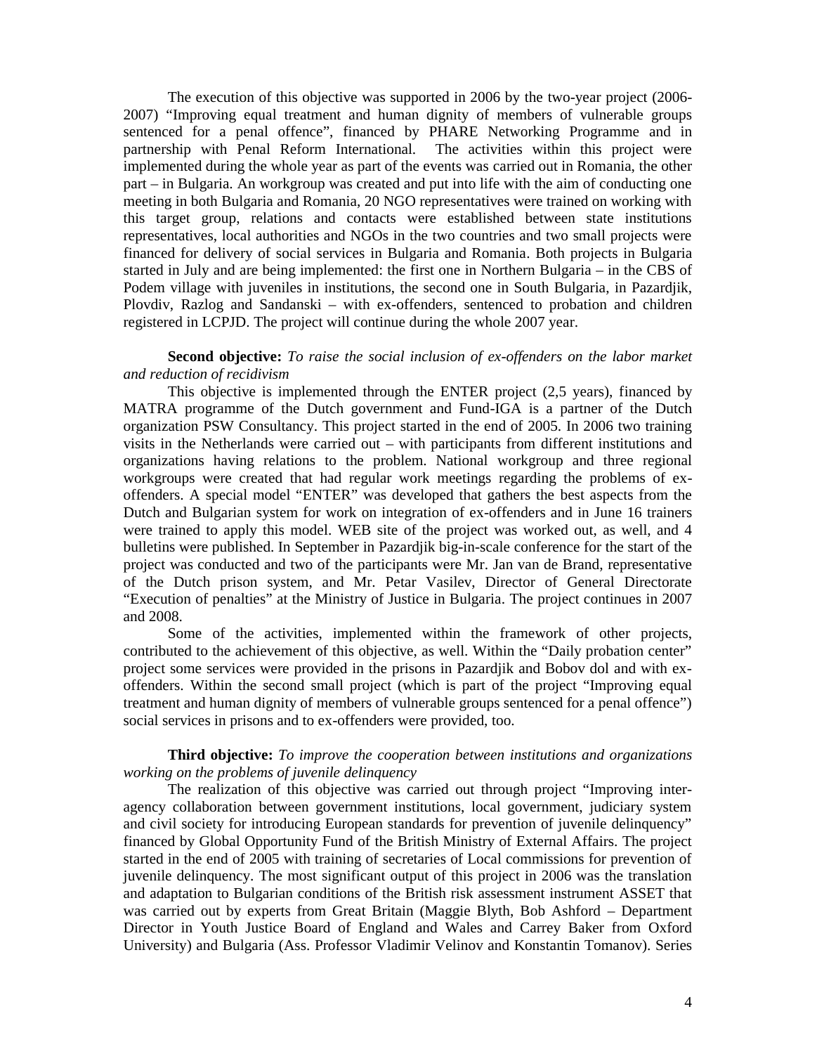The execution of this objective was supported in 2006 by the two-year project (2006-2007) "Improving equal treatment and human dignity of members of vulnerable groups sentenced for a penal offence", financed by PHARE Networking Programme and in partnership with Penal Reform International. The activities within this project were implemented during the whole year as part of the events was carried out in Romania, the other part – in Bulgaria. An workgroup was created and put into life with the aim of conducting one meeting in both Bulgaria and Romania, 20 NGO representatives were trained on working with this target group, relations and contacts were established between state institutions representatives, local authorities and NGOs in the two countries and two small projects were financed for delivery of social services in Bulgaria and Romania. Both projects in Bulgaria started in July and are being implemented: the first one in Northern Bulgaria – in the CBS of Podem village with juveniles in institutions, the second one in South Bulgaria, in Pazardjik, Plovdiv, Razlog and Sandanski – with ex-offenders, sentenced to probation and children registered in LCPJD. The project will continue during the whole 2007 year.

**Second objective:** *To raise the social inclusion of ex-offenders on the labor market and reduction of recidivism*

This objective is implemented through the ENTER project (2,5 years), financed by MATRA programme of the Dutch government and Fund-IGA is a partner of the Dutch organization PSW Consultancy. This project started in the end of 2005. In 2006 two training visits in the Netherlands were carried out – with participants from different institutions and organizations having relations to the problem. National workgroup and three regional workgroups were created that had regular work meetings regarding the problems of ex-offenders. A special model "ENTER" was developed that gathers the best aspects from the Dutch and Bulgarian system for work on integration of ex-offenders and in June 16 trainers were trained to apply this model. WEB site of the project was worked out, as well, and 4 bulletins were published. In September in Pazardjik big-in-scale conference for the start of the project was conducted and two of the participants were Mr. Jan van de Brand, representative of the Dutch prison system, and Mr. Petar Vasilev, Director of General Directorate "Execution of penalties" at the Ministry of Justice in Bulgaria. The project continues in 2007 and 2008.

Some of the activities, implemented within the framework of other projects, contributed to the achievement of this objective, as well. Within the "Daily probation center" project some services were provided in the prisons in Pazardjik and Bobov dol and with ex-offenders. Within the second small project (which is part of the project "Improving equal treatment and human dignity of members of vulnerable groups sentenced for a penal offence") social services in prisons and to ex-offenders were provided, too.

**Third objective:** *To improve the cooperation between institutions and organizations working on the problems of juvenile delinquency*

The realization of this objective was carried out through project "Improving inter-agency collaboration between government institutions, local government, judiciary system and civil society for introducing European standards for prevention of juvenile delinquency" financed by Global Opportunity Fund of the British Ministry of External Affairs. The project started in the end of 2005 with training of secretaries of Local commissions for prevention of juvenile delinquency. The most significant output of this project in 2006 was the translation and adaptation to Bulgarian conditions of the British risk assessment instrument ASSET that was carried out by experts from Great Britain (Maggie Blyth, Bob Ashford – Department Director in Youth Justice Board of England and Wales and Carrey Baker from Oxford University) and Bulgaria (Ass. Professor Vladimir Velinov and Konstantin Tomanov). Series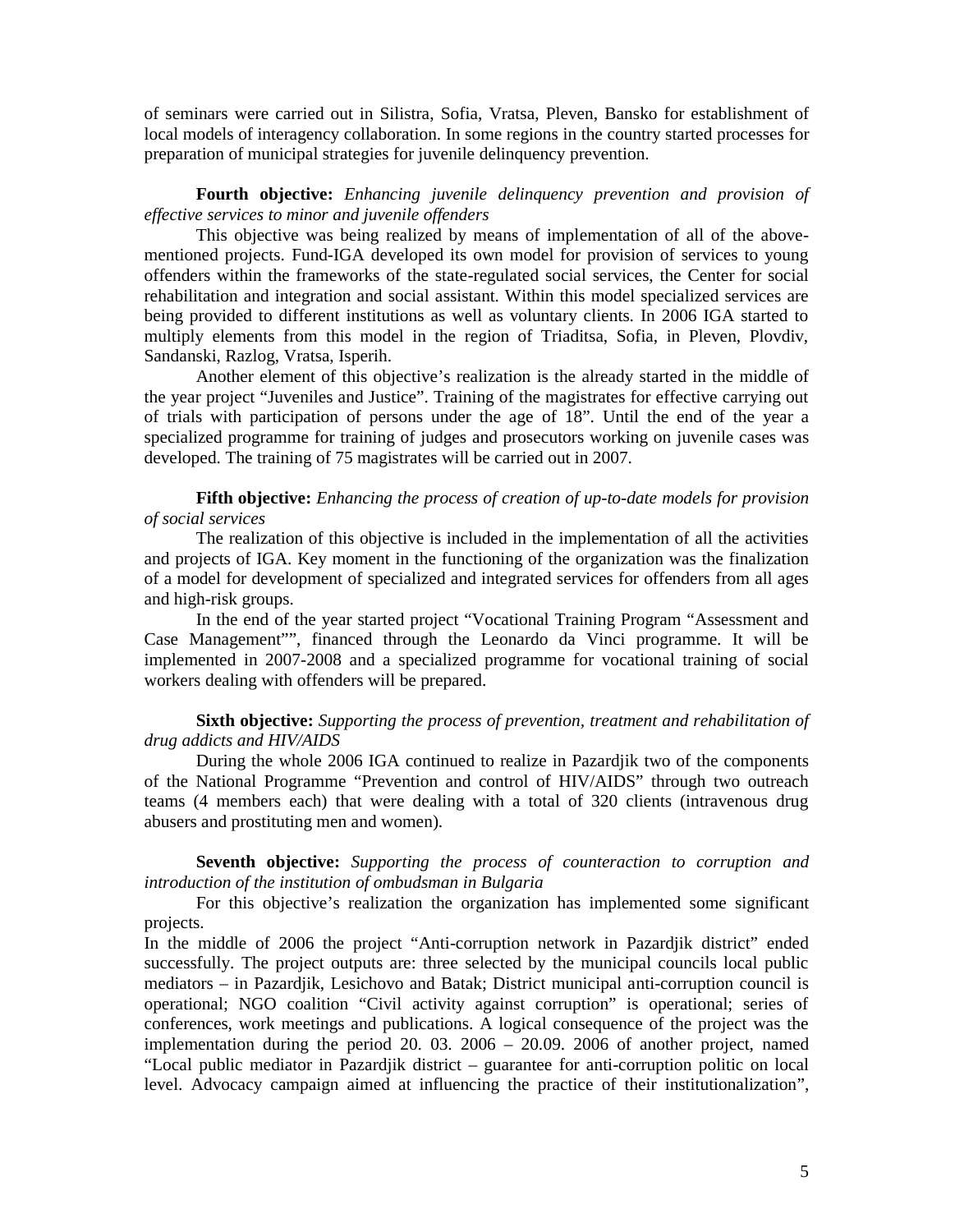of seminars were carried out in Silistra, Sofia, Vratsa, Pleven, Bansko for establishment of local models of interagency collaboration. In some regions in the country started processes for preparation of municipal strategies for juvenile delinquency prevention.

**Fourth objective:** *Enhancing juvenile delinquency prevention and provision of effective services to minor and juvenile offenders*

This objective was being realized by means of implementation of all of the above-mentioned projects. Fund-IGA developed its own model for provision of services to young offenders within the frameworks of the state-regulated social services, the Center for social rehabilitation and integration and social assistant. Within this model specialized services are being provided to different institutions as well as voluntary clients. In 2006 IGA started to multiply elements from this model in the region of Triaditsa, Sofia, in Pleven, Plovdiv, Sandanski, Razlog, Vratsa, Isperih.

Another element of this objective's realization is the already started in the middle of the year project "Juveniles and Justice". Training of the magistrates for effective carrying out of trials with participation of persons under the age of 18". Until the end of the year a specialized programme for training of judges and prosecutors working on juvenile cases was developed. The training of 75 magistrates will be carried out in 2007.

**Fifth objective:** *Enhancing the process of creation of up-to-date models for provision of social services*

The realization of this objective is included in the implementation of all the activities and projects of IGA. Key moment in the functioning of the organization was the finalization of a model for development of specialized and integrated services for offenders from all ages and high-risk groups.

In the end of the year started project "Vocational Training Program "Assessment and Case Management"", financed through the Leonardo da Vinci programme. It will be implemented in 2007-2008 and a specialized programme for vocational training of social workers dealing with offenders will be prepared.

**Sixth objective:** *Supporting the process of prevention, treatment and rehabilitation of drug addicts and HIV/AIDS*

During the whole 2006 IGA continued to realize in Pazardjik two of the components of the National Programme "Prevention and control of HIV/AIDS" through two outreach teams (4 members each) that were dealing with a total of 320 clients (intravenous drug abusers and prostituting men and women).

**Seventh objective:** *Supporting the process of counteraction to corruption and introduction of the institution of ombudsman in Bulgaria*

For this objective's realization the organization has implemented some significant projects.

In the middle of 2006 the project "Anti-corruption network in Pazardjik district" ended successfully. The project outputs are: three selected by the municipal councils local public mediators – in Pazardjik, Lesichovo and Batak; District municipal anti-corruption council is operational; NGO coalition "Civil activity against corruption" is operational; series of conferences, work meetings and publications. A logical consequence of the project was the implementation during the period 20. 03. 2006 – 20.09. 2006 of another project, named "Local public mediator in Pazardjik district – guarantee for anti-corruption politic on local level. Advocacy campaign aimed at influencing the practice of their institutionalization",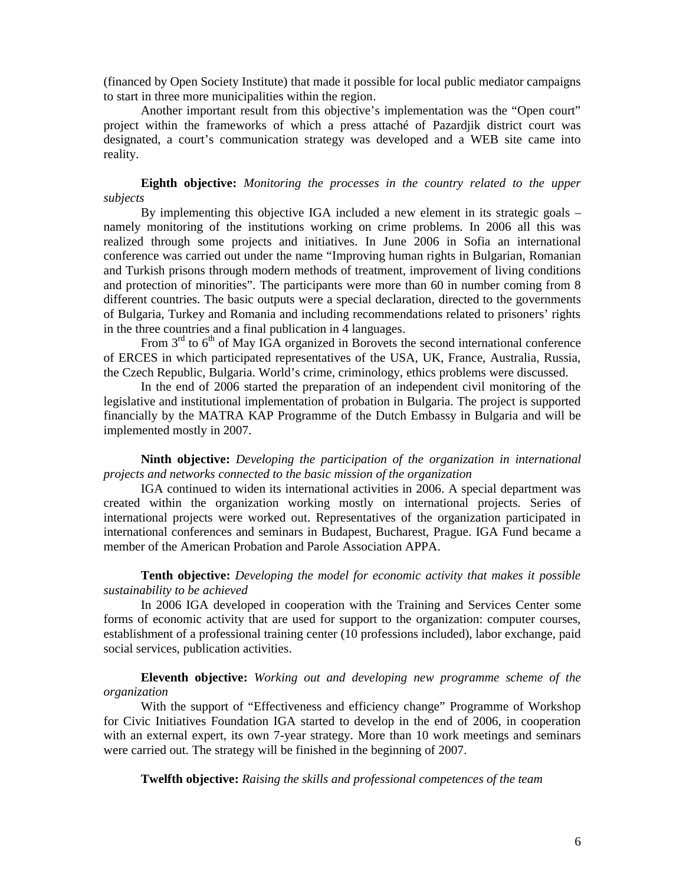(financed by Open Society Institute) that made it possible for local public mediator campaigns to start in three more municipalities within the region.

Another important result from this objective's implementation was the "Open court" project within the frameworks of which a press attaché of Pazardjik district court was designated, a court's communication strategy was developed and a WEB site came into reality.

**Eighth objective:** *Monitoring the processes in the country related to the upper subjects*

By implementing this objective IGA included a new element in its strategic goals – namely monitoring of the institutions working on crime problems. In 2006 all this was realized through some projects and initiatives. In June 2006 in Sofia an international conference was carried out under the name "Improving human rights in Bulgarian, Romanian and Turkish prisons through modern methods of treatment, improvement of living conditions and protection of minorities". The participants were more than 60 in number coming from 8 different countries. The basic outputs were a special declaration, directed to the governments of Bulgaria, Turkey and Romania and including recommendations related to prisoners' rights in the three countries and a final publication in 4 languages.

From 3rd to 6th of May IGA organized in Borovets the second international conference of ERCES in which participated representatives of the USA, UK, France, Australia, Russia, the Czech Republic, Bulgaria. World's crime, criminology, ethics problems were discussed.

In the end of 2006 started the preparation of an independent civil monitoring of the legislative and institutional implementation of probation in Bulgaria. The project is supported financially by the MATRA KAP Programme of the Dutch Embassy in Bulgaria and will be implemented mostly in 2007.

**Ninth objective:** *Developing the participation of the organization in international projects and networks connected to the basic mission of the organization*

IGA continued to widen its international activities in 2006. A special department was created within the organization working mostly on international projects. Series of international projects were worked out. Representatives of the organization participated in international conferences and seminars in Budapest, Bucharest, Prague. IGA Fund became a member of the American Probation and Parole Association APPA.

**Tenth objective:** *Developing the model for economic activity that makes it possible sustainability to be achieved*

In 2006 IGA developed in cooperation with the Training and Services Center some forms of economic activity that are used for support to the organization: computer courses, establishment of a professional training center (10 professions included), labor exchange, paid social services, publication activities.

**Eleventh objective:** *Working out and developing new programme scheme of the organization*

With the support of "Effectiveness and efficiency change" Programme of Workshop for Civic Initiatives Foundation IGA started to develop in the end of 2006, in cooperation with an external expert, its own 7-year strategy. More than 10 work meetings and seminars were carried out. The strategy will be finished in the beginning of 2007.

**Twelfth objective:** *Raising the skills and professional competences of the team*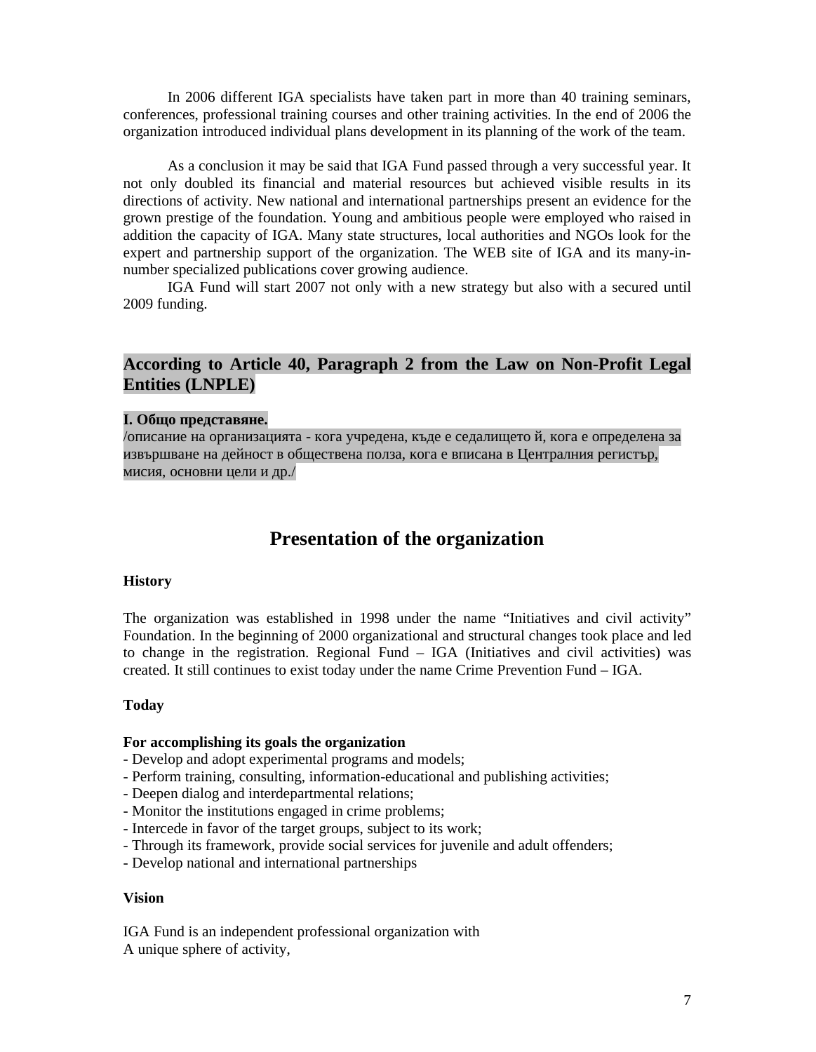In 2006 different IGA specialists have taken part in more than 40 training seminars, conferences, professional training courses and other training activities. In the end of 2006 the organization introduced individual plans development in its planning of the work of the team.

As a conclusion it may be said that IGA Fund passed through a very successful year. It not only doubled its financial and material resources but achieved visible results in its directions of activity. New national and international partnerships present an evidence for the grown prestige of the foundation. Young and ambitious people were employed who raised in addition the capacity of IGA. Many state structures, local authorities and NGOs look for the expert and partnership support of the organization. The WEB site of IGA and its many-in-number specialized publications cover growing audience.

IGA Fund will start 2007 not only with a new strategy but also with a secured until 2009 funding.

## According to Article 40, Paragraph 2 from the Law on Non-Profit Legal Entities (LNPLE)

**I. Общо представяне.**
/описание на организацията - кога учредена, къде е седалището й, кога е определена за извършване на дейност в обществена полза, кога е вписана в Централния регистър, мисия, основни цели и др./

# Presentation of the organization

**History**

The organization was established in 1998 under the name “Initiatives and civil activity” Foundation. In the beginning of 2000 organizational and structural changes took place and led to change in the registration. Regional Fund – IGA (Initiatives and civil activities) was created. It still continues to exist today under the name Crime Prevention Fund – IGA.

**Today**

**For accomplishing its goals the organization**
- Develop and adopt experimental programs and models;
- Perform training, consulting, information-educational and publishing activities;
- Deepen dialog and interdepartmental relations;
- Monitor the institutions engaged in crime problems;
- Intercede in favor of the target groups, subject to its work;
- Through its framework, provide social services for juvenile and adult offenders;
- Develop national and international partnerships

**Vision**

IGA Fund is an independent professional organization with
A unique sphere of activity,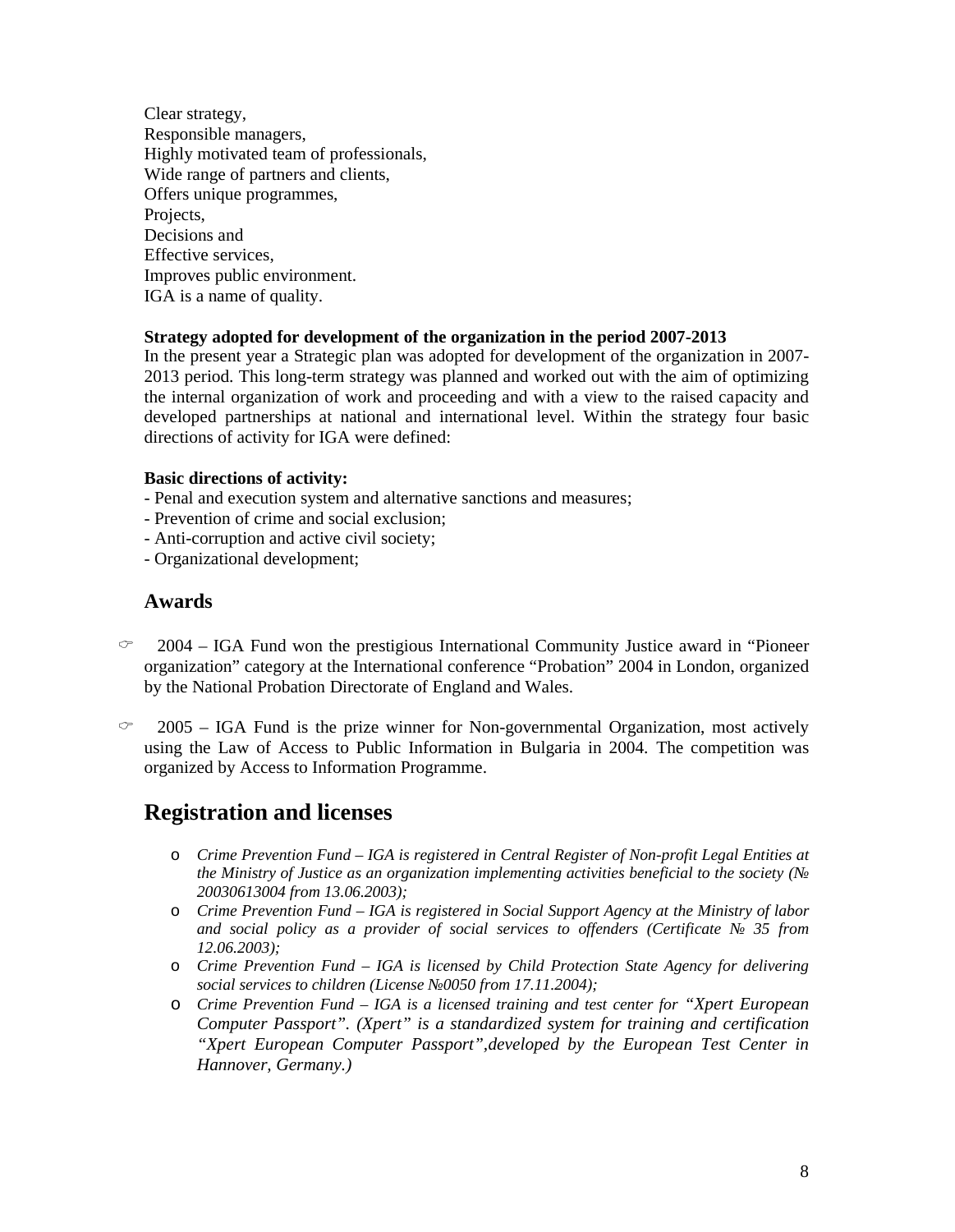Clear strategy,
Responsible managers,
Highly motivated team of professionals,
Wide range of partners and clients,
Offers unique programmes,
Projects,
Decisions and
Effective services,
Improves public environment.
IGA is a name of quality.

**Strategy adopted for development of the organization in the period 2007-2013**

In the present year a Strategic plan was adopted for development of the organization in 2007-2013 period. This long-term strategy was planned and worked out with the aim of optimizing the internal organization of work and proceeding and with a view to the raised capacity and developed partnerships at national and international level. Within the strategy four basic directions of activity for IGA were defined:

**Basic directions of activity:**

- Penal and execution system and alternative sanctions and measures;
- Prevention of crime and social exclusion;
- Anti-corruption and active civil society;
- Organizational development;

### Awards

- 2004 – IGA Fund won the prestigious International Community Justice award in "Pioneer organization" category at the International conference "Probation" 2004 in London, organized by the National Probation Directorate of England and Wales.

- 2005 – IGA Fund is the prize winner for Non-governmental Organization, most actively using the Law of Access to Public Information in Bulgaria in 2004. The competition was organized by Access to Information Programme.

## Registration and licenses

- *Crime Prevention Fund – IGA is registered in Central Register of Non-profit Legal Entities at the Ministry of Justice as an organization implementing activities beneficial to the society (№ 20030613004 from 13.06.2003);*
- *Crime Prevention Fund – IGA is registered in Social Support Agency at the Ministry of labor and social policy as a provider of social services to offenders (Certificate № 35 from 12.06.2003);*
- *Crime Prevention Fund – IGA is licensed by Child Protection State Agency for delivering social services to children (License №0050 from 17.11.2004);*
- *Crime Prevention Fund – IGA is a licensed training and test center for "Xpert European Computer Passport". (Xpert" is a standardized system for training and certification "Xpert European Computer Passport",developed by the European Test Center in Hannover, Germany.)*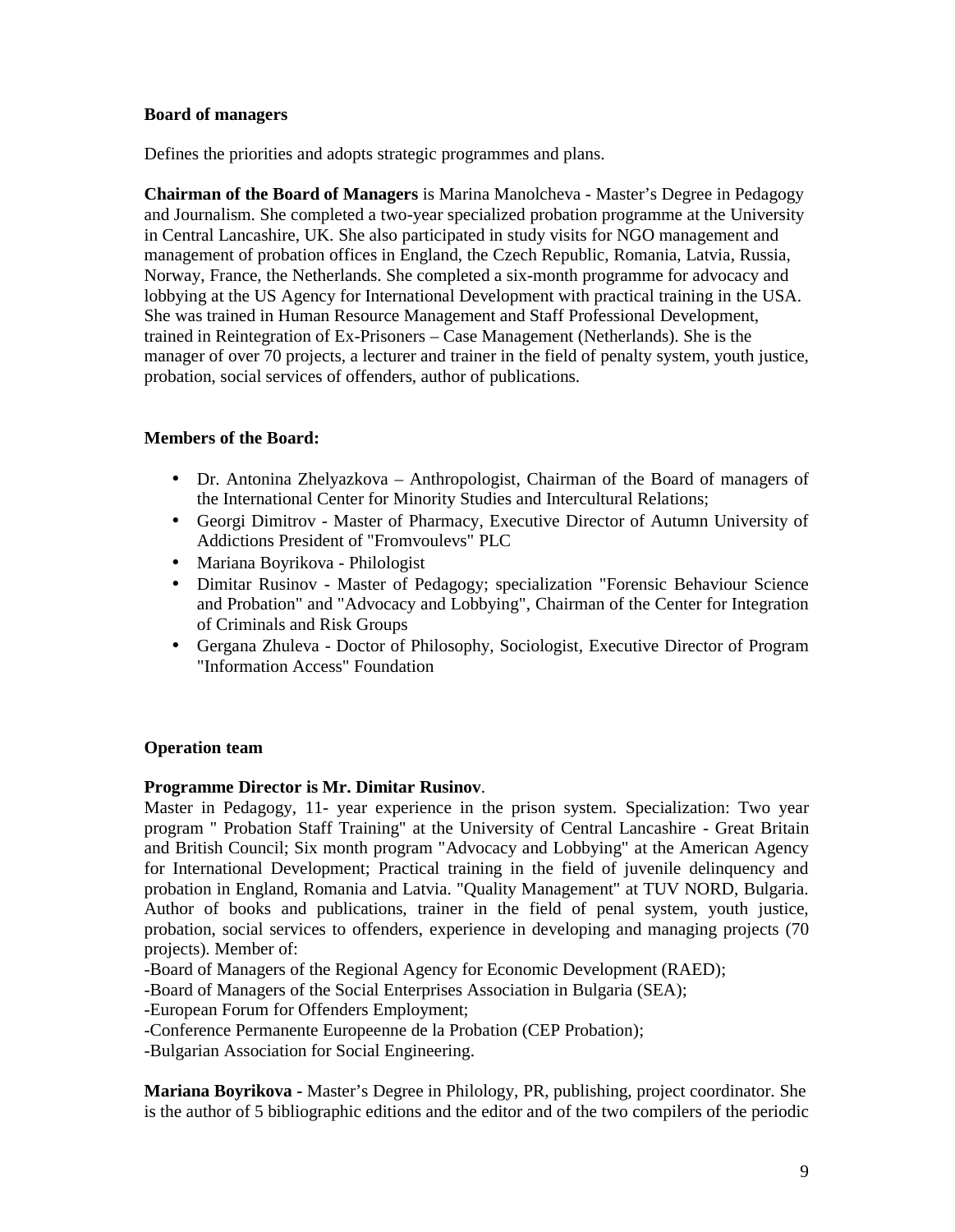**Board of managers**

Defines the priorities and adopts strategic programmes and plans.

**Chairman of the Board of Managers** is Marina Manolcheva - Master's Degree in Pedagogy and Journalism. She completed a two-year specialized probation programme at the University in Central Lancashire, UK. She also participated in study visits for NGO management and management of probation offices in England, the Czech Republic, Romania, Latvia, Russia, Norway, France, the Netherlands. She completed a six-month programme for advocacy and lobbying at the US Agency for International Development with practical training in the USA. She was trained in Human Resource Management and Staff Professional Development, trained in Reintegration of Ex-Prisoners – Case Management (Netherlands). She is the manager of over 70 projects, a lecturer and trainer in the field of penalty system, youth justice, probation, social services of offenders, author of publications.

**Members of the Board:**

- Dr. Antonina Zhelyazkova – Anthropologist, Chairman of the Board of managers of the International Center for Minority Studies and Intercultural Relations;
- Georgi Dimitrov - Master of Pharmacy, Executive Director of Autumn University of Addictions President of "Fromvoulevs" PLC
- Mariana Boyrikova - Philologist
- Dimitar Rusinov - Master of Pedagogy; specialization "Forensic Behaviour Science and Probation" and "Advocacy and Lobbying", Chairman of the Center for Integration of Criminals and Risk Groups
- Gergana Zhuleva - Doctor of Philosophy, Sociologist, Executive Director of Program "Information Access" Foundation

**Operation team**

**Programme Director is Mr. Dimitar Rusinov**.
Master in Pedagogy, 11- year experience in the prison system. Specialization: Two year program " Probation Staff Training" at the University of Central Lancashire - Great Britain and British Council; Six month program "Advocacy and Lobbying" at the American Agency for International Development; Practical training in the field of juvenile delinquency and probation in England, Romania and Latvia. "Quality Management" at TUV NORD, Bulgaria. Author of books and publications, trainer in the field of penal system, youth justice, probation, social services to offenders, experience in developing and managing projects (70 projects). Member of:
-Board of Managers of the Regional Agency for Economic Development (RAED);
-Board of Managers of the Social Enterprises Association in Bulgaria (SEA);
-European Forum for Offenders Employment;
-Conference Permanente Europeenne de la Probation (CEP Probation);
-Bulgarian Association for Social Engineering.

**Mariana Boyrikova -** Master's Degree in Philology, PR, publishing, project coordinator. She is the author of 5 bibliographic editions and the editor and of the two compilers of the periodic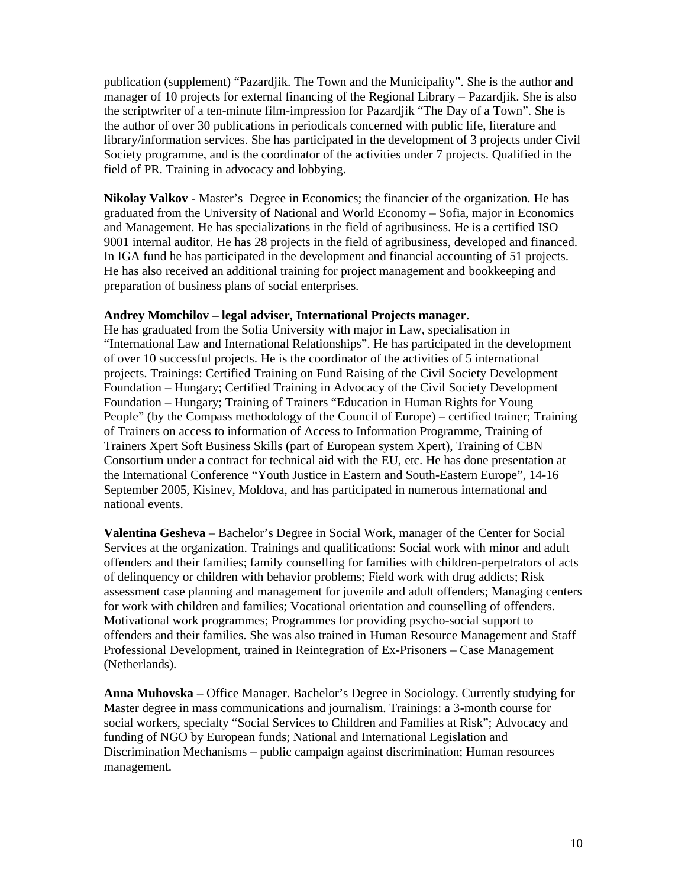publication (supplement) “Pazardjik. The Town and the Municipality”. She is the author and manager of 10 projects for external financing of the Regional Library – Pazardjik. She is also the scriptwriter of a ten-minute film-impression for Pazardjik “The Day of a Town”. She is the author of over 30 publications in periodicals concerned with public life, literature and library/information services. She has participated in the development of 3 projects under Civil Society programme, and is the coordinator of the activities under 7 projects. Qualified in the field of PR. Training in advocacy and lobbying.

**Nikolay Valkov** - Master’s Degree in Economics; the financier of the organization. He has graduated from the University of National and World Economy – Sofia, major in Economics and Management. He has specializations in the field of agribusiness. He is a certified ISO 9001 internal auditor. He has 28 projects in the field of agribusiness, developed and financed. In IGA fund he has participated in the development and financial accounting of 51 projects. He has also received an additional training for project management and bookkeeping and preparation of business plans of social enterprises.

**Andrey Momchilov – legal adviser, International Projects manager.**
He has graduated from the Sofia University with major in Law, specialisation in “International Law and International Relationships”. He has participated in the development of over 10 successful projects. He is the coordinator of the activities of 5 international projects. Trainings: Certified Training on Fund Raising of the Civil Society Development Foundation – Hungary; Certified Training in Advocacy of the Civil Society Development Foundation – Hungary; Training of Trainers “Education in Human Rights for Young People” (by the Compass methodology of the Council of Europe) – certified trainer; Training of Trainers on access to information of Access to Information Programme, Training of Trainers Xpert Soft Business Skills (part of European system Xpert), Training of CBN Consortium under a contract for technical aid with the EU, etc. He has done presentation at the International Conference “Youth Justice in Eastern and South-Eastern Europe”, 14-16 September 2005, Kisinev, Moldova, and has participated in numerous international and national events.

**Valentina Gesheva** – Bachelor’s Degree in Social Work, manager of the Center for Social Services at the organization. Trainings and qualifications: Social work with minor and adult offenders and their families; family counselling for families with children-perpetrators of acts of delinquency or children with behavior problems; Field work with drug addicts; Risk assessment case planning and management for juvenile and adult offenders; Managing centers for work with children and families; Vocational orientation and counselling of offenders. Motivational work programmes; Programmes for providing psycho-social support to offenders and their families. She was also trained in Human Resource Management and Staff Professional Development, trained in Reintegration of Ex-Prisoners – Case Management (Netherlands).

**Anna Muhovska** – Office Manager. Bachelor’s Degree in Sociology. Currently studying for Master degree in mass communications and journalism. Trainings: a 3-month course for social workers, specialty “Social Services to Children and Families at Risk”; Advocacy and funding of NGO by European funds; National and International Legislation and Discrimination Mechanisms – public campaign against discrimination; Human resources management.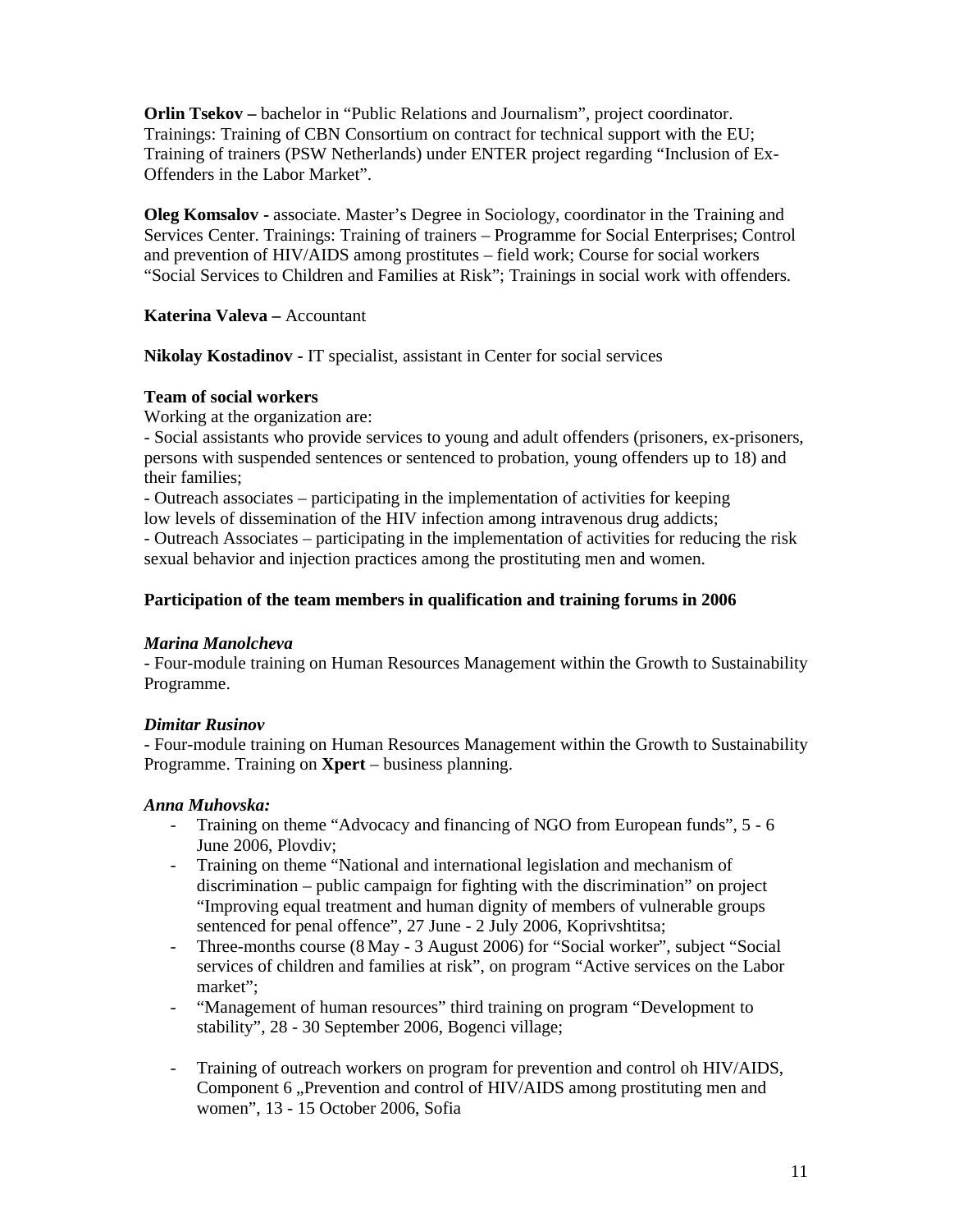**Orlin Tsekov –** bachelor in "Public Relations and Journalism", project coordinator. Trainings: Training of CBN Consortium on contract for technical support with the EU; Training of trainers (PSW Netherlands) under ENTER project regarding "Inclusion of Ex-Offenders in the Labor Market".

**Oleg Komsalov -** associate. Master's Degree in Sociology, coordinator in the Training and Services Center. Trainings: Training of trainers – Programme for Social Enterprises; Control and prevention of HIV/AIDS among prostitutes – field work; Course for social workers "Social Services to Children and Families at Risk"; Trainings in social work with offenders.

**Katerina Valeva –** Accountant

**Nikolay Kostadinov -** IT specialist, assistant in Center for social services

**Team of social workers**

Working at the organization are:

- Social assistants who provide services to young and adult offenders (prisoners, ex-prisoners, persons with suspended sentences or sentenced to probation, young offenders up to 18) and their families;
- Outreach associates – participating in the implementation of activities for keeping low levels of dissemination of the HIV infection among intravenous drug addicts;
- Outreach Associates – participating in the implementation of activities for reducing the risk sexual behavior and injection practices among the prostituting men and women.

**Participation of the team members in qualification and training forums in 2006**

***Marina Manolcheva***

- Four-module training on Human Resources Management within the Growth to Sustainability Programme.

***Dimitar Rusinov***

- Four-module training on Human Resources Management within the Growth to Sustainability Programme. Training on **Xpert** – business planning.

***Anna Muhovska:***

- Training on theme "Advocacy and financing of NGO from European funds", 5 - 6 June 2006, Plovdiv;
- Training on theme "National and international legislation and mechanism of discrimination – public campaign for fighting with the discrimination" on project "Improving equal treatment and human dignity of members of vulnerable groups sentenced for penal offence", 27 June - 2 July 2006, Koprivshtitsa;
- Three-months course (8 May - 3 August 2006) for "Social worker", subject "Social services of children and families at risk", on program "Active services on the Labor market";
- "Management of human resources" third training on program "Development to stability", 28 - 30 September 2006, Bogenci village;
- Training of outreach workers on program for prevention and control oh HIV/AIDS, Component 6 „Prevention and control of HIV/AIDS among prostituting men and women", 13 - 15 October 2006, Sofia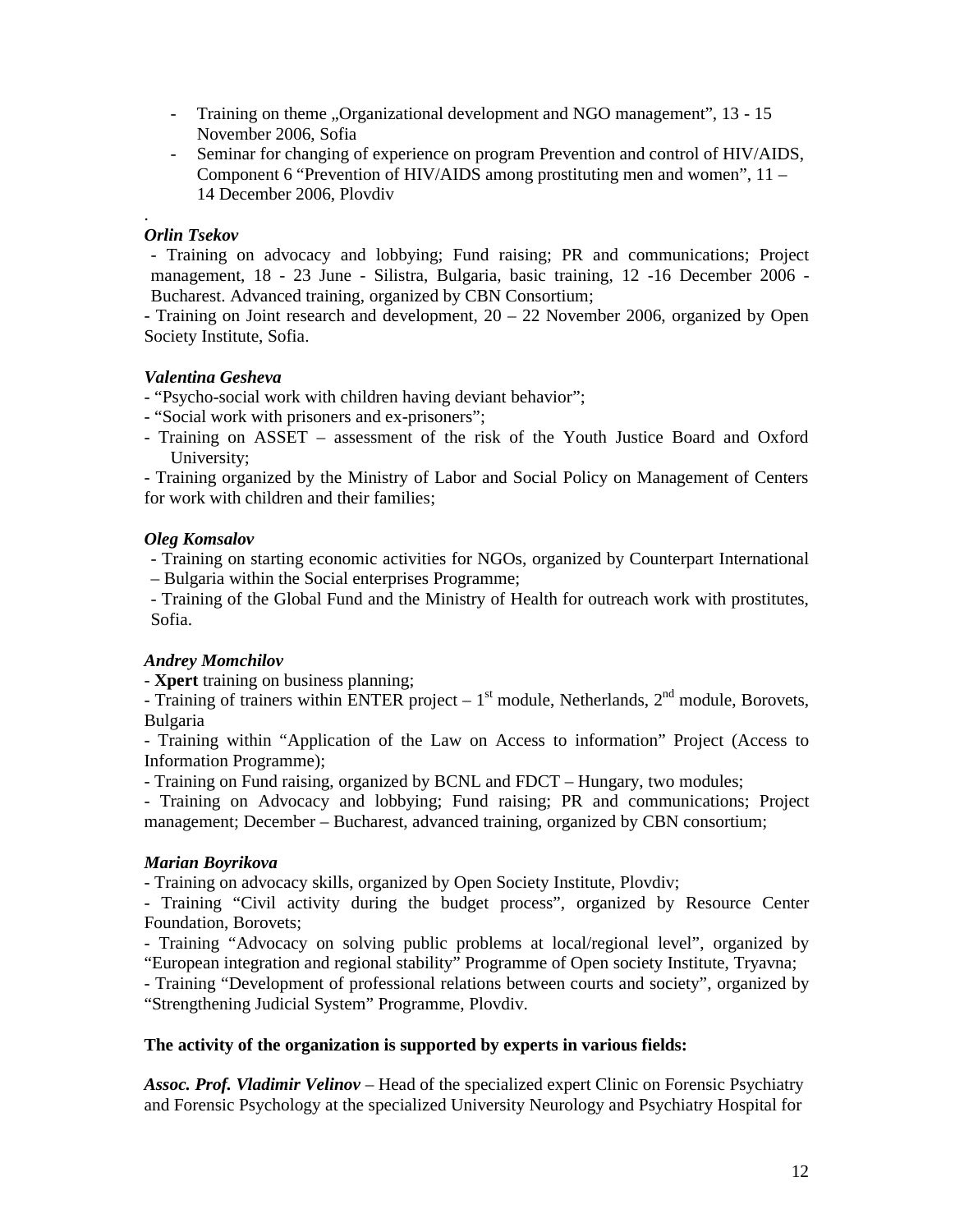- Training on theme „Organizational development and NGO management", 13 - 15 November 2006, Sofia
- Seminar for changing of experience on program Prevention and control of HIV/AIDS, Component 6 "Prevention of HIV/AIDS among prostituting men and women", 11 – 14 December 2006, Plovdiv

.

***Orlin Tsekov***

- Training on advocacy and lobbying; Fund raising; PR and communications; Project management, 18 - 23 June - Silistra, Bulgaria, basic training, 12 -16 December 2006 - Bucharest. Advanced training, organized by CBN Consortium;
- Training on Joint research and development, 20 – 22 November 2006, organized by Open Society Institute, Sofia.

***Valentina Gesheva***

- "Psycho-social work with children having deviant behavior";
- "Social work with prisoners and ex-prisoners";
- Training on ASSET – assessment of the risk of the Youth Justice Board and Oxford University;
- Training organized by the Ministry of Labor and Social Policy on Management of Centers for work with children and their families;

***Oleg Komsalov***

- Training on starting economic activities for NGOs, organized by Counterpart International – Bulgaria within the Social enterprises Programme;
- Training of the Global Fund and the Ministry of Health for outreach work with prostitutes, Sofia.

***Andrey Momchilov***

- **Xpert** training on business planning;
- Training of trainers within ENTER project – 1st module, Netherlands, 2nd module, Borovets, Bulgaria
- Training within "Application of the Law on Access to information" Project (Access to Information Programme);
- Training on Fund raising, organized by BCNL and FDCT – Hungary, two modules;
- Training on Advocacy and lobbying; Fund raising; PR and communications; Project management; December – Bucharest, advanced training, organized by CBN consortium;

***Marian Boyrikova***

- Training on advocacy skills, organized by Open Society Institute, Plovdiv;
- Training "Civil activity during the budget process", organized by Resource Center Foundation, Borovets;
- Training "Advocacy on solving public problems at local/regional level", organized by "European integration and regional stability" Programme of Open society Institute, Tryavna;
- Training "Development of professional relations between courts and society", organized by "Strengthening Judicial System" Programme, Plovdiv.

**The activity of the organization is supported by experts in various fields:**

***Assoc. Prof. Vladimir Velinov*** – Head of the specialized expert Clinic on Forensic Psychiatry and Forensic Psychology at the specialized University Neurology and Psychiatry Hospital for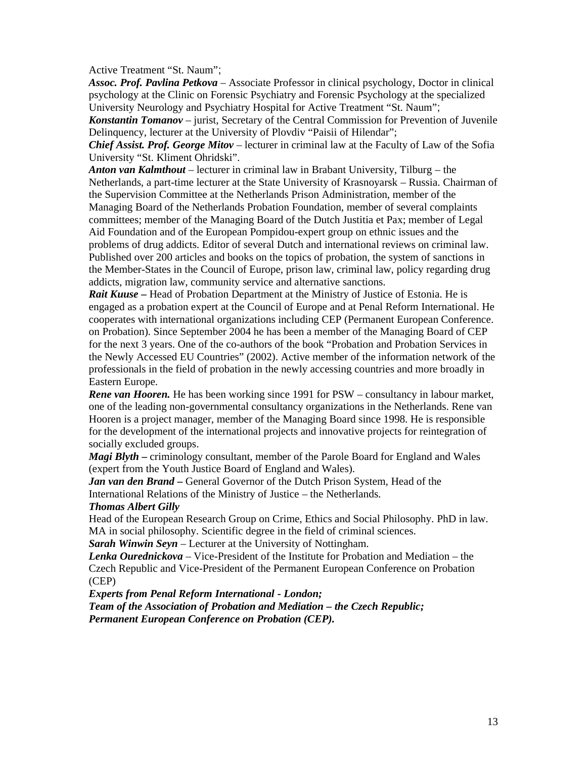Active Treatment "St. Naum";

***Assoc. Prof. Pavlina Petkova*** – Associate Professor in clinical psychology, Doctor in clinical psychology at the Clinic on Forensic Psychiatry and Forensic Psychology at the specialized University Neurology and Psychiatry Hospital for Active Treatment "St. Naum";

***Konstantin Tomanov*** – jurist, Secretary of the Central Commission for Prevention of Juvenile Delinquency, lecturer at the University of Plovdiv "Paisii of Hilendar";

***Chief Assist. Prof. George Mitov*** – lecturer in criminal law at the Faculty of Law of the Sofia University "St. Kliment Ohridski".

***Anton van Kalmthout*** – lecturer in criminal law in Brabant University, Tilburg – the Netherlands, a part-time lecturer at the State University of Krasnoyarsk – Russia. Chairman of the Supervision Committee at the Netherlands Prison Administration, member of the Managing Board of the Netherlands Probation Foundation, member of several complaints committees; member of the Managing Board of the Dutch Justitia et Pax; member of Legal Aid Foundation and of the European Pompidou-expert group on ethnic issues and the problems of drug addicts. Editor of several Dutch and international reviews on criminal law. Published over 200 articles and books on the topics of probation, the system of sanctions in the Member-States in the Council of Europe, prison law, criminal law, policy regarding drug addicts, migration law, community service and alternative sanctions.

***Rait Kuuse –*** Head of Probation Department at the Ministry of Justice of Estonia. He is engaged as a probation expert at the Council of Europe and at Penal Reform International. He cooperates with international organizations including CEP (Permanent European Conference. on Probation). Since September 2004 he has been a member of the Managing Board of CEP for the next 3 years. One of the co-authors of the book "Probation and Probation Services in the Newly Accessed EU Countries" (2002). Active member of the information network of the professionals in the field of probation in the newly accessing countries and more broadly in Eastern Europe.

***Rene van Hooren.*** He has been working since 1991 for PSW – consultancy in labour market, one of the leading non-governmental consultancy organizations in the Netherlands. Rene van Hooren is a project manager, member of the Managing Board since 1998. He is responsible for the development of the international projects and innovative projects for reintegration of socially excluded groups.

***Magi Blyth –*** criminology consultant, member of the Parole Board for England and Wales (expert from the Youth Justice Board of England and Wales).

***Jan van den Brand –*** General Governor of the Dutch Prison System, Head of the International Relations of the Ministry of Justice – the Netherlands.

***Thomas Albert Gilly***

Head of the European Research Group on Crime, Ethics and Social Philosophy. PhD in law. MA in social philosophy. Scientific degree in the field of criminal sciences.

***Sarah Winwin Seyn*** – Lecturer at the University of Nottingham.

***Lenka Ourednickova*** – Vice-President of the Institute for Probation and Mediation – the Czech Republic and Vice-President of the Permanent European Conference on Probation (CEP)

***Experts from Penal Reform International - London;***

***Team of the Association of Probation and Mediation – the Czech Republic;***

***Permanent European Conference on Probation (CEP).***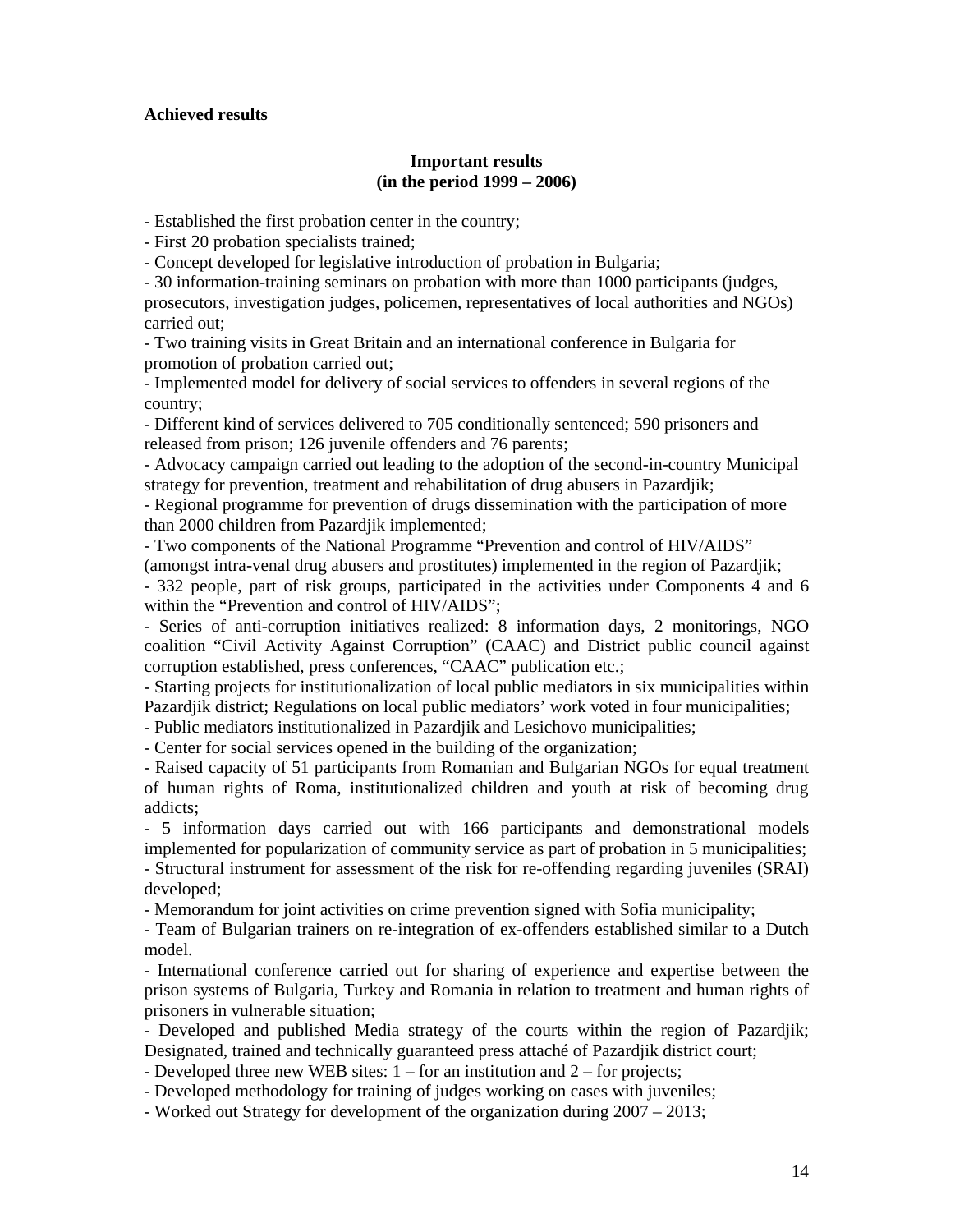**Achieved results**

**Important results**
**(in the period 1999 – 2006)**

- Established the first probation center in the country;
- First 20 probation specialists trained;
- Concept developed for legislative introduction of probation in Bulgaria;
- 30 information-training seminars on probation with more than 1000 participants (judges, prosecutors, investigation judges, policemen, representatives of local authorities and NGOs) carried out;
- Two training visits in Great Britain and an international conference in Bulgaria for promotion of probation carried out;
- Implemented model for delivery of social services to offenders in several regions of the country;
- Different kind of services delivered to 705 conditionally sentenced; 590 prisoners and released from prison; 126 juvenile offenders and 76 parents;
- Advocacy campaign carried out leading to the adoption of the second-in-country Municipal strategy for prevention, treatment and rehabilitation of drug abusers in Pazardjik;
- Regional programme for prevention of drugs dissemination with the participation of more than 2000 children from Pazardjik implemented;
- Two components of the National Programme "Prevention and control of HIV/AIDS" (amongst intra-venal drug abusers and prostitutes) implemented in the region of Pazardjik;
- 332 people, part of risk groups, participated in the activities under Components 4 and 6 within the "Prevention and control of HIV/AIDS";
- Series of anti-corruption initiatives realized: 8 information days, 2 monitorings, NGO coalition "Civil Activity Against Corruption" (CAAC) and District public council against corruption established, press conferences, "CAAC" publication etc.;
- Starting projects for institutionalization of local public mediators in six municipalities within Pazardjik district; Regulations on local public mediators' work voted in four municipalities;
- Public mediators institutionalized in Pazardjik and Lesichovo municipalities;
- Center for social services opened in the building of the organization;
- Raised capacity of 51 participants from Romanian and Bulgarian NGOs for equal treatment of human rights of Roma, institutionalized children and youth at risk of becoming drug addicts;
- 5 information days carried out with 166 participants and demonstrational models implemented for popularization of community service as part of probation in 5 municipalities;
- Structural instrument for assessment of the risk for re-offending regarding juveniles (SRAI) developed;
- Memorandum for joint activities on crime prevention signed with Sofia municipality;
- Team of Bulgarian trainers on re-integration of ex-offenders established similar to a Dutch model.
- International conference carried out for sharing of experience and expertise between the prison systems of Bulgaria, Turkey and Romania in relation to treatment and human rights of prisoners in vulnerable situation;
- Developed and published Media strategy of the courts within the region of Pazardjik; Designated, trained and technically guaranteed press attaché of Pazardjik district court;
- Developed three new WEB sites: 1 – for an institution and 2 – for projects;
- Developed methodology for training of judges working on cases with juveniles;
- Worked out Strategy for development of the organization during 2007 – 2013;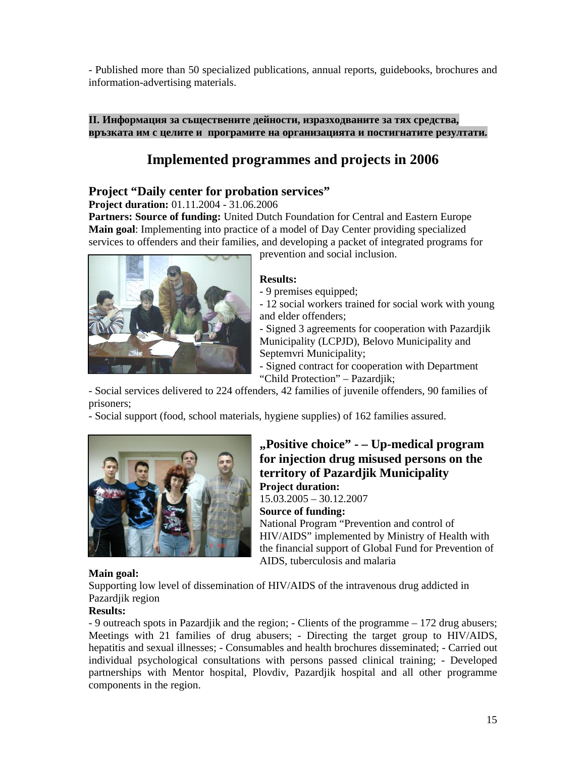- Published more than 50 specialized publications, annual reports, guidebooks, brochures and information-advertising materials.

**II. Информация за съществените дейности, изразходваните за тях средства, връзката им с целите и програмите на организацията и постигнатите резултати.**

# Implemented programmes and projects in 2006

## Project "Daily center for probation services"

**Project duration:** 01.11.2004 - 31.06.2006

**Partners: Source of funding:** United Dutch Foundation for Central and Eastern Europe

**Main goal**: Implementing into practice of a model of Day Center providing specialized services to offenders and their families, and developing a packet of integrated programs for prevention and social inclusion.

**Results:**

- 9 premises equipped;
- 12 social workers trained for social work with young and elder offenders;
- Signed 3 agreements for cooperation with Pazardjik Municipality (LCPJD), Belovo Municipality and Septemvri Municipality;
- Signed contract for cooperation with Department "Child Protection" – Pazardjik;
- Social services delivered to 224 offenders, 42 families of juvenile offenders, 90 families of prisoners;
- Social support (food, school materials, hygiene supplies) of 162 families assured.

## „Positive choice" - – Up-medical program for injection drug misused persons on the territory of Pazardjik Municipality

**Project duration:**

15.03.2005 – 30.12.2007

**Source of funding:**

National Program "Prevention and control of HIV/AIDS" implemented by Ministry of Health with the financial support of Global Fund for Prevention of AIDS, tuberculosis and malaria

**Main goal:**

Supporting low level of dissemination of HIV/AIDS of the intravenous drug addicted in Pazardjik region

**Results:**

- 9 outreach spots in Pazardjik and the region; - Clients of the programme – 172 drug abusers; Meetings with 21 families of drug abusers; - Directing the target group to HIV/AIDS, hepatitis and sexual illnesses; - Consumables and health brochures disseminated; - Carried out individual psychological consultations with persons passed clinical training; - Developed partnerships with Mentor hospital, Plovdiv, Pazardjik hospital and all other programme components in the region.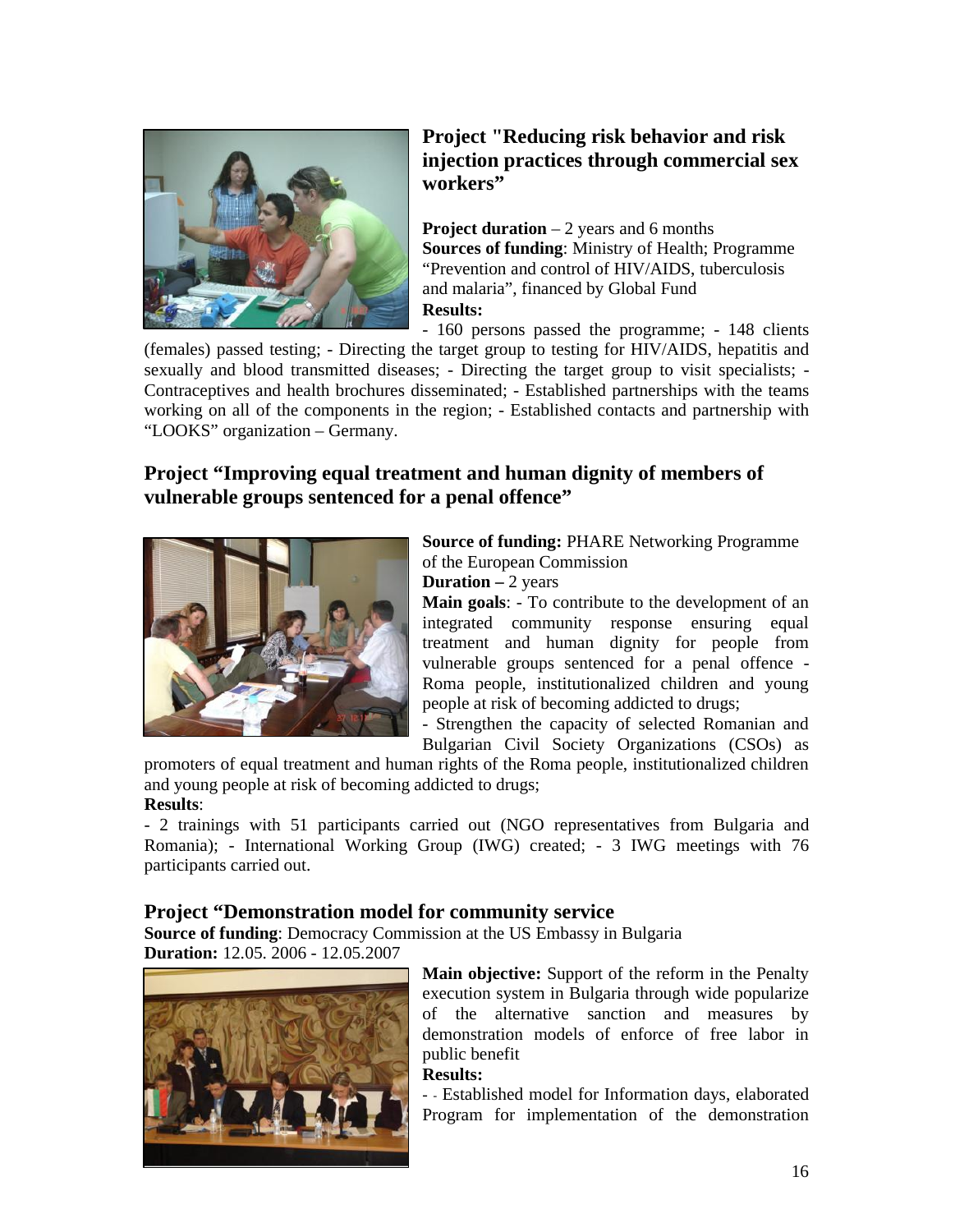## Project "Reducing risk behavior and risk injection practices through commercial sex workers"

**Project duration** – 2 years and 6 months
**Sources of funding**: Ministry of Health; Programme "Prevention and control of HIV/AIDS, tuberculosis and malaria", financed by Global Fund
**Results:**
- 160 persons passed the programme; - 148 clients (females) passed testing; - Directing the target group to testing for HIV/AIDS, hepatitis and sexually and blood transmitted diseases; - Directing the target group to visit specialists; - Contraceptives and health brochures disseminated; - Established partnerships with the teams working on all of the components in the region; - Established contacts and partnership with "LOOKS" organization – Germany.

## Project "Improving equal treatment and human dignity of members of vulnerable groups sentenced for a penal offence"

**Source of funding:** PHARE Networking Programme of the European Commission
**Duration –** 2 years
**Main goals**: - To contribute to the development of an integrated community response ensuring equal treatment and human dignity for people from vulnerable groups sentenced for a penal offence - Roma people, institutionalized children and young people at risk of becoming addicted to drugs;
- Strengthen the capacity of selected Romanian and Bulgarian Civil Society Organizations (CSOs) as promoters of equal treatment and human rights of the Roma people, institutionalized children and young people at risk of becoming addicted to drugs;
**Results**:
- 2 trainings with 51 participants carried out (NGO representatives from Bulgaria and Romania); - International Working Group (IWG) created; - 3 IWG meetings with 76 participants carried out.

## Project "Demonstration model for community service

**Source of funding**: Democracy Commission at the US Embassy in Bulgaria
**Duration:** 12.05. 2006 - 12.05.2007

**Main objective:** Support of the reform in the Penalty execution system in Bulgaria through wide popularize of the alternative sanction and measures by demonstration models of enforce of free labor in public benefit
**Results:**
- - Established model for Information days, elaborated Program for implementation of the demonstration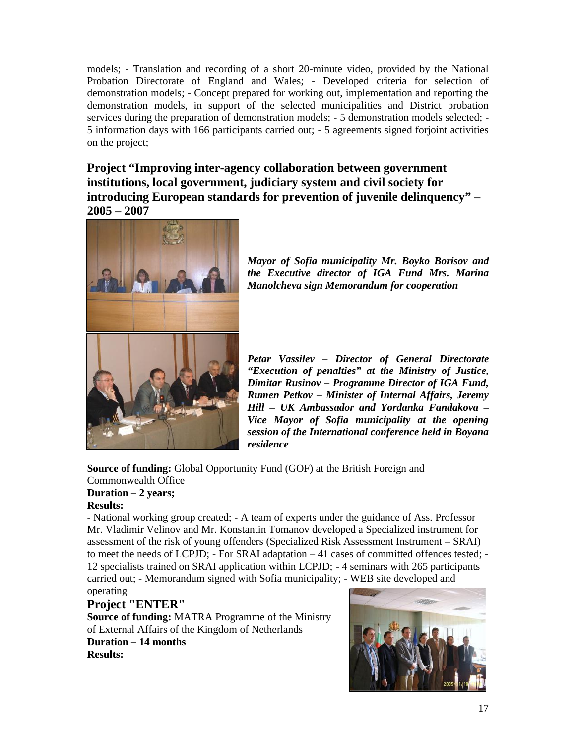models; - Translation and recording of a short 20-minute video, provided by the National Probation Directorate of England and Wales; - Developed criteria for selection of demonstration models; - Concept prepared for working out, implementation and reporting the demonstration models, in support of the selected municipalities and District probation services during the preparation of demonstration models; - 5 demonstration models selected; - 5 information days with 166 participants carried out; - 5 agreements signed forjoint activities on the project;

## Project "Improving inter-agency collaboration between government institutions, local government, judiciary system and civil society for introducing European standards for prevention of juvenile delinquency" – 2005 – 2007

***Mayor of Sofia municipality Mr. Boyko Borisov and the Executive director of IGA Fund Mrs. Marina Manolcheva sign Memorandum for cooperation***

***Petar Vassilev – Director of General Directorate "Execution of penalties" at the Ministry of Justice, Dimitar Rusinov – Programme Director of IGA Fund, Rumen Petkov – Minister of Internal Affairs, Jeremy Hill – UK Ambassador and Yordanka Fandakova – Vice Mayor of Sofia municipality at the opening session of the International conference held in Boyana residence***

**Source of funding:** Global Opportunity Fund (GOF) at the British Foreign and Commonwealth Office

**Duration – 2 years;**

**Results:**

- National working group created; - A team of experts under the guidance of Ass. Professor Mr. Vladimir Velinov and Mr. Konstantin Tomanov developed a Specialized instrument for assessment of the risk of young offenders (Specialized Risk Assessment Instrument – SRAI) to meet the needs of LCPJD; - For SRAI adaptation – 41 cases of committed offences tested; - 12 specialists trained on SRAI application within LCPJD; - 4 seminars with 265 participants carried out; - Memorandum signed with Sofia municipality; - WEB site developed and operating

## Project "ENTER"

**Source of funding:** MATRA Programme of the Ministry of External Affairs of the Kingdom of Netherlands

**Duration – 14 months**

**Results:**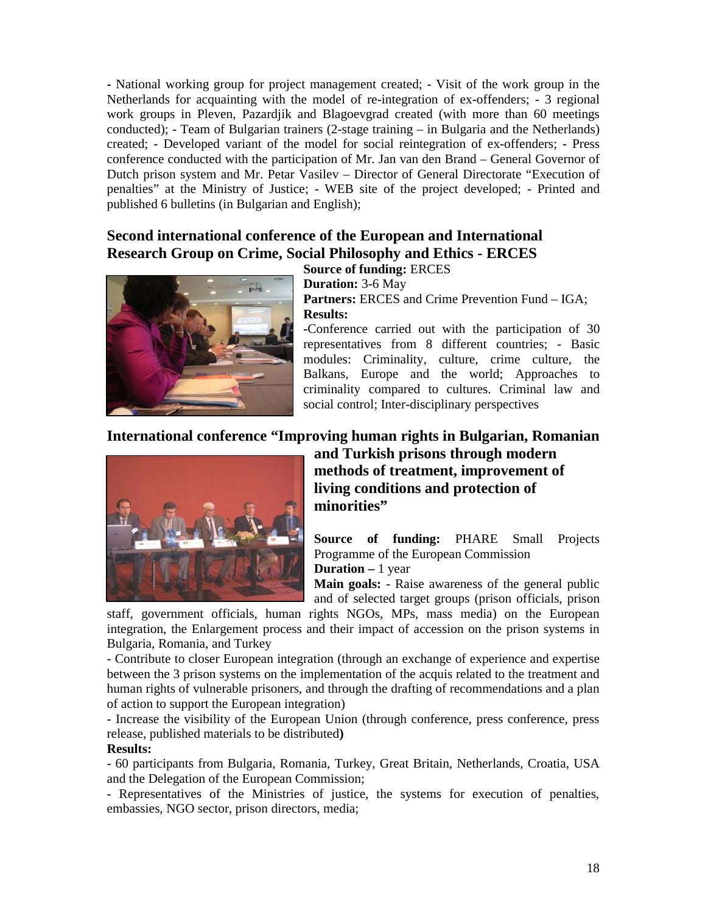- National working group for project management created; - Visit of the work group in the Netherlands for acquainting with the model of re-integration of ex-offenders; - 3 regional work groups in Pleven, Pazardjik and Blagoevgrad created (with more than 60 meetings conducted); - Team of Bulgarian trainers (2-stage training – in Bulgaria and the Netherlands) created; - Developed variant of the model for social reintegration of ex-offenders; - Press conference conducted with the participation of Mr. Jan van den Brand – General Governor of Dutch prison system and Mr. Petar Vasilev – Director of General Directorate "Execution of penalties" at the Ministry of Justice; - WEB site of the project developed; - Printed and published 6 bulletins (in Bulgarian and English);

## Second international conference of the European and International Research Group on Crime, Social Philosophy and Ethics - ERCES

**Source of funding:** ERCES

**Duration:** 3-6 May

**Partners:** ERCES and Crime Prevention Fund – IGA;

**Results:**

-Conference carried out with the participation of 30 representatives from 8 different countries; - Basic modules: Criminality, culture, crime culture, the Balkans, Europe and the world; Approaches to criminality compared to cultures. Criminal law and social control; Inter-disciplinary perspectives

## International conference "Improving human rights in Bulgarian, Romanian and Turkish prisons through modern methods of treatment, improvement of living conditions and protection of minorities"

**Source of funding:** PHARE Small Projects Programme of the European Commission

**Duration –** 1 year

**Main goals:** - Raise awareness of the general public and of selected target groups (prison officials, prison staff, government officials, human rights NGOs, MPs, mass media) on the European integration, the Enlargement process and their impact of accession on the prison systems in Bulgaria, Romania, and Turkey

- Contribute to closer European integration (through an exchange of experience and expertise between the 3 prison systems on the implementation of the acquis related to the treatment and human rights of vulnerable prisoners, and through the drafting of recommendations and a plan of action to support the European integration)

- Increase the visibility of the European Union (through conference, press conference, press release, published materials to be distributed**)**

**Results:**

- 60 participants from Bulgaria, Romania, Turkey, Great Britain, Netherlands, Croatia, USA and the Delegation of the European Commission;

- Representatives of the Ministries of justice, the systems for execution of penalties, embassies, NGO sector, prison directors, media;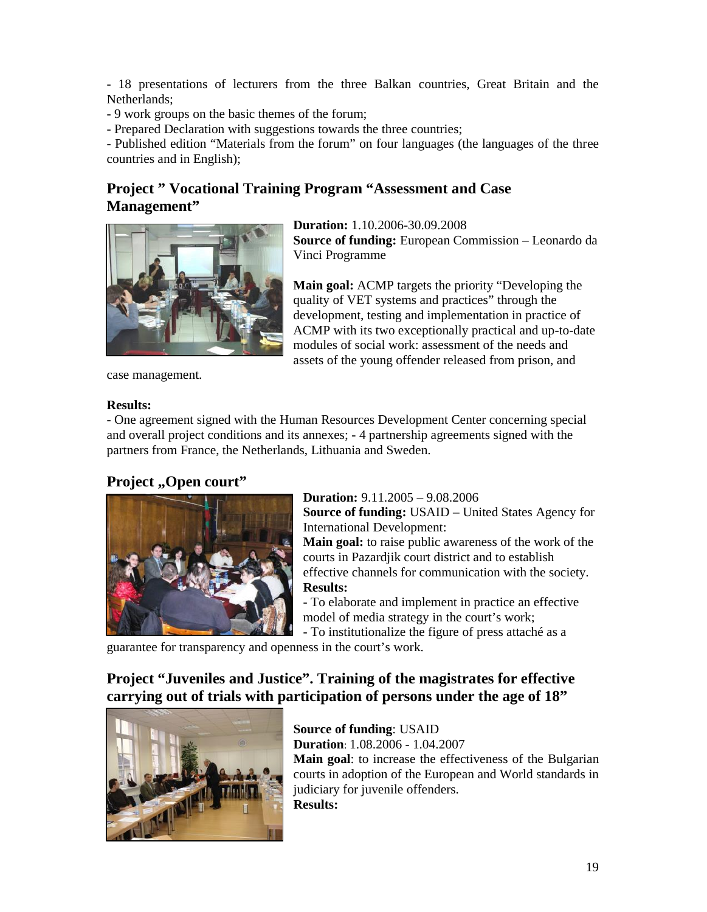- 18 presentations of lecturers from the three Balkan countries, Great Britain and the Netherlands;
- 9 work groups on the basic themes of the forum;
- Prepared Declaration with suggestions towards the three countries;
- Published edition "Materials from the forum" on four languages (the languages of the three countries and in English);

## Project " Vocational Training Program "Assessment and Case Management"

**Duration:** 1.10.2006-30.09.2008
**Source of funding:** European Commission – Leonardo da Vinci Programme

**Main goal:** ACMP targets the priority "Developing the quality of VET systems and practices" through the development, testing and implementation in practice of ACMP with its two exceptionally practical and up-to-date modules of social work: assessment of the needs and assets of the young offender released from prison, and case management.

**Results:**
- One agreement signed with the Human Resources Development Center concerning special and overall project conditions and its annexes; - 4 partnership agreements signed with the partners from France, the Netherlands, Lithuania and Sweden.

## Project „Open court"

**Duration:** 9.11.2005 – 9.08.2006
**Source of funding:** USAID – United States Agency for International Development:
**Main goal:** to raise public awareness of the work of the courts in Pazardjik court district and to establish effective channels for communication with the society.
**Results:**
- To elaborate and implement in practice an effective model of media strategy in the court's work;
- To institutionalize the figure of press attaché as a guarantee for transparency and openness in the court's work.

## Project "Juveniles and Justice". Training of the magistrates for effective carrying out of trials with participation of persons under the age of 18"

**Source of funding**: USAID
**Duration**: 1.08.2006 - 1.04.2007
**Main goal**: to increase the effectiveness of the Bulgarian courts in adoption of the European and World standards in judiciary for juvenile offenders.
**Results:**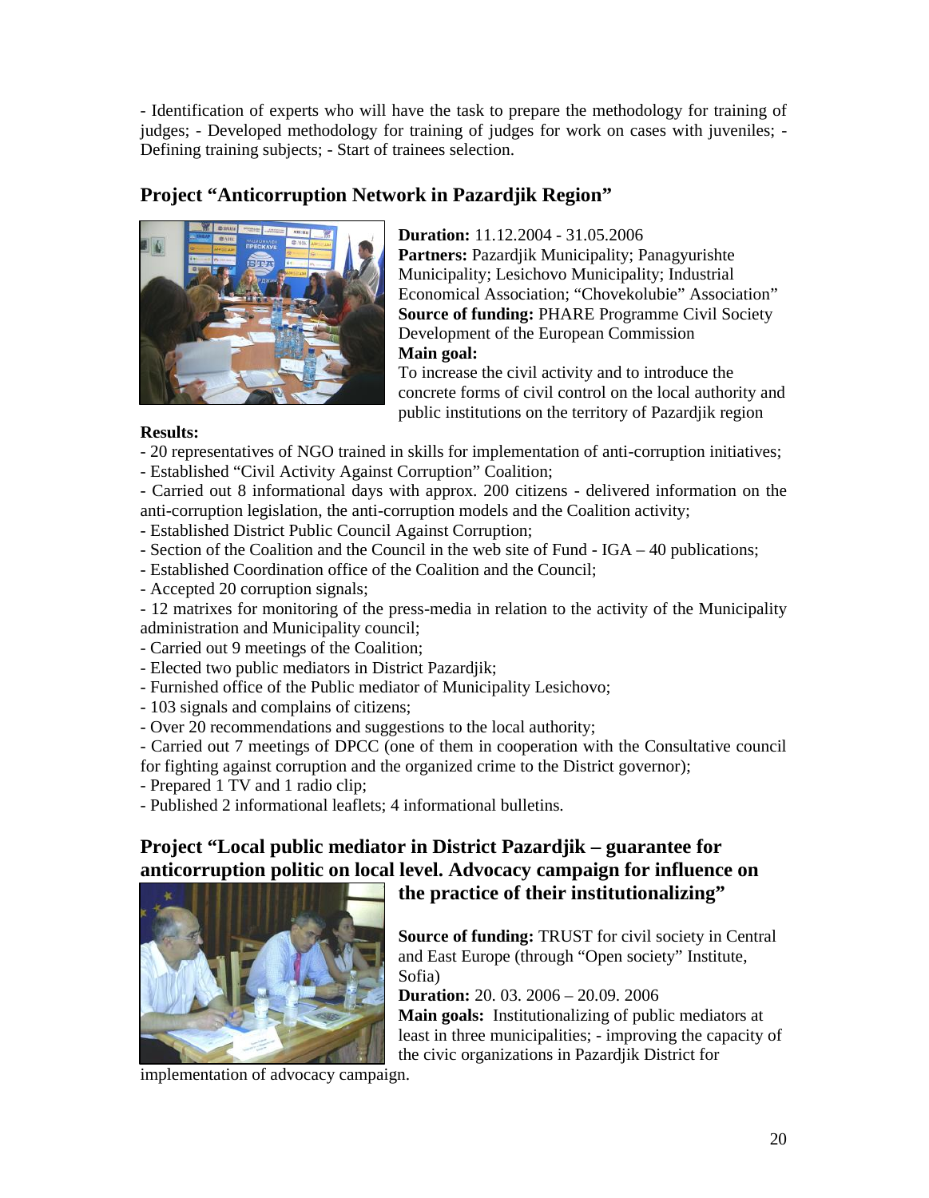- Identification of experts who will have the task to prepare the methodology for training of judges; - Developed methodology for training of judges for work on cases with juveniles; - Defining training subjects; - Start of trainees selection.

## Project "Anticorruption Network in Pazardjik Region"

**Duration:** 11.12.2004 - 31.05.2006
**Partners:** Pazardjik Municipality; Panagyurishte Municipality; Lesichovo Municipality; Industrial Economical Association; "Chovekolubie" Association"
**Source of funding:** PHARE Programme Civil Society Development of the European Commission
**Main goal:**
To increase the civil activity and to introduce the concrete forms of civil control on the local authority and public institutions on the territory of Pazardjik region

**Results:**

- 20 representatives of NGO trained in skills for implementation of anti-corruption initiatives;
- Established "Civil Activity Against Corruption" Coalition;
- Carried out 8 informational days with approx. 200 citizens - delivered information on the anti-corruption legislation, the anti-corruption models and the Coalition activity;
- Established District Public Council Against Corruption;
- Section of the Coalition and the Council in the web site of Fund - IGA – 40 publications;
- Established Coordination office of the Coalition and the Council;
- Accepted 20 corruption signals;
- 12 matrixes for monitoring of the press-media in relation to the activity of the Municipality administration and Municipality council;
- Carried out 9 meetings of the Coalition;
- Elected two public mediators in District Pazardjik;
- Furnished office of the Public mediator of Municipality Lesichovo;
- 103 signals and complains of citizens;
- Over 20 recommendations and suggestions to the local authority;
- Carried out 7 meetings of DPCC (one of them in cooperation with the Consultative council for fighting against corruption and the organized crime to the District governor);
- Prepared 1 TV and 1 radio clip;
- Published 2 informational leaflets; 4 informational bulletins.

## Project "Local public mediator in District Pazardjik – guarantee for anticorruption politic on local level. Advocacy campaign for influence on the practice of their institutionalizing"

**Source of funding:** TRUST for civil society in Central and East Europe (through "Open society" Institute, Sofia)
**Duration:** 20. 03. 2006 – 20.09. 2006
**Main goals:** Institutionalizing of public mediators at least in three municipalities; - improving the capacity of the civic organizations in Pazardjik District for implementation of advocacy campaign.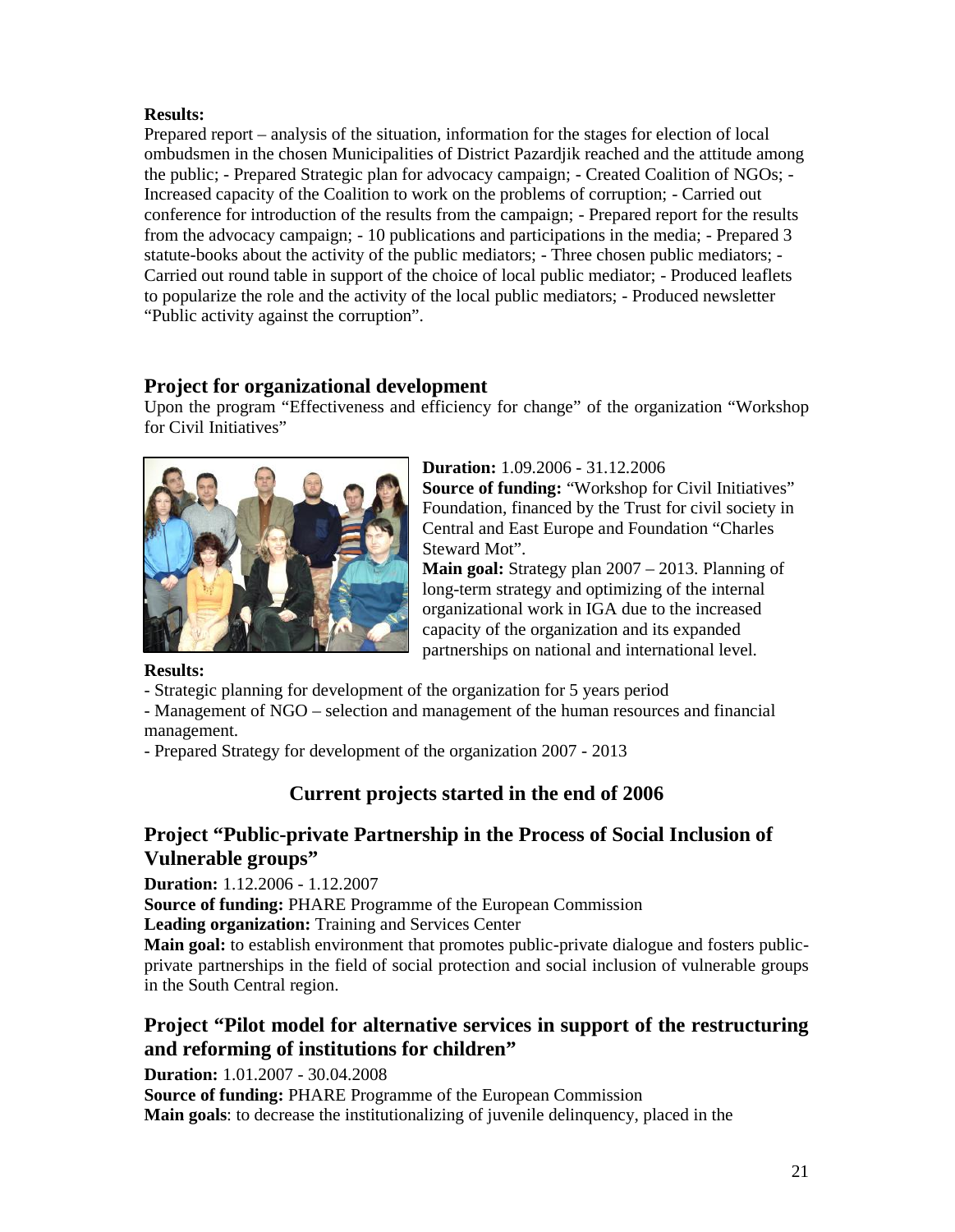**Results:**
Prepared report – analysis of the situation, information for the stages for election of local ombudsmen in the chosen Municipalities of District Pazardjik reached and the attitude among the public; - Prepared Strategic plan for advocacy campaign; - Created Coalition of NGOs; - Increased capacity of the Coalition to work on the problems of corruption; - Carried out conference for introduction of the results from the campaign; - Prepared report for the results from the advocacy campaign; - 10 publications and participations in the media; - Prepared 3 statute-books about the activity of the public mediators; - Three chosen public mediators; - Carried out round table in support of the choice of local public mediator; - Produced leaflets to popularize the role and the activity of the local public mediators; - Produced newsletter "Public activity against the corruption".

## Project for organizational development

Upon the program "Effectiveness and efficiency for change" of the organization "Workshop for Civil Initiatives"

**Duration:** 1.09.2006 - 31.12.2006
**Source of funding:** "Workshop for Civil Initiatives" Foundation, financed by the Trust for civil society in Central and East Europe and Foundation "Charles Steward Mot".
**Main goal:** Strategy plan 2007 – 2013. Planning of long-term strategy and optimizing of the internal organizational work in IGA due to the increased capacity of the organization and its expanded partnerships on national and international level.

**Results:**
- Strategic planning for development of the organization for 5 years period
- Management of NGO – selection and management of the human resources and financial management.
- Prepared Strategy for development of the organization 2007 - 2013

## Current projects started in the end of 2006

## Project "Public-private Partnership in the Process of Social Inclusion of Vulnerable groups"

**Duration:** 1.12.2006 - 1.12.2007
**Source of funding:** PHARE Programme of the European Commission
**Leading organization:** Training and Services Center
**Main goal:** to establish environment that promotes public-private dialogue and fosters public-private partnerships in the field of social protection and social inclusion of vulnerable groups in the South Central region.

## Project "Pilot model for alternative services in support of the restructuring and reforming of institutions for children"

**Duration:** 1.01.2007 - 30.04.2008
**Source of funding:** PHARE Programme of the European Commission
**Main goals**: to decrease the institutionalizing of juvenile delinquency, placed in the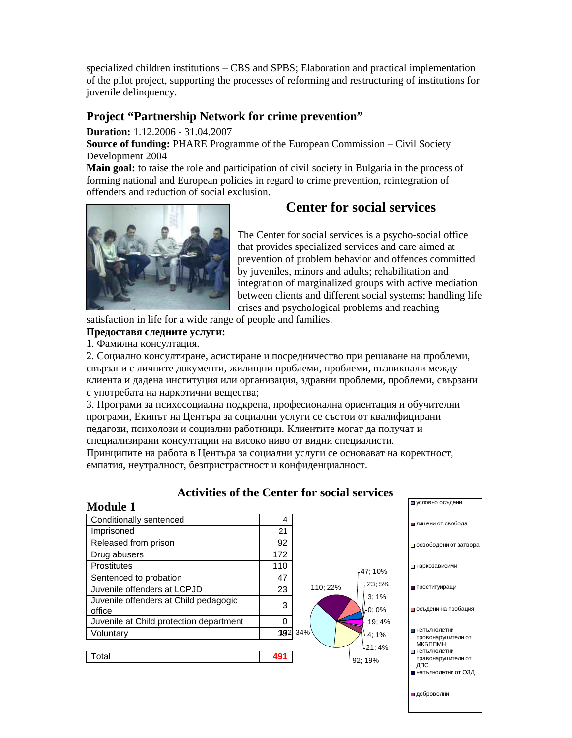specialized children institutions – CBS and SPBS; Elaboration and practical implementation of the pilot project, supporting the processes of reforming and restructuring of institutions for juvenile delinquency.

## Project "Partnership Network for crime prevention"

**Duration:** 1.12.2006 - 31.04.2007
**Source of funding:** PHARE Programme of the European Commission – Civil Society Development 2004
**Main goal:** to raise the role and participation of civil society in Bulgaria in the process of forming national and European policies in regard to crime prevention, reintegration of offenders and reduction of social exclusion.

## Center for social services

The Center for social services is a psycho-social office that provides specialized services and care aimed at prevention of problem behavior and offences committed by juveniles, minors and adults; rehabilitation and integration of marginalized groups with active mediation between clients and different social systems; handling life crises and psychological problems and reaching satisfaction in life for a wide range of people and families.

**Предоставя следните услуги:**

1. Фамилна консултация.
2. Социално консултиране, асистиране и посредничество при решаване на проблеми, свързани с личните документи, жилищни проблеми, проблеми, възникнали между клиента и дадена институция или организация, здравни проблеми, проблеми, свързани с употребата на наркотични вещества;
3. Програми за психосоциална подкрепа, професионална ориентация и обучителни програми, Екипът на Центъра за социални услуги се състои от квалифицирани педагози, психолози и социални работници. Клиентите могат да получат и специализирани консултации на високо ниво от видни специалисти.

Принципите на работа в Центъра за социални услуги се основават на коректност, емпатия, неутралност, безпристрастност и конфиденциалност.

### Activities of the Center for social services

**Module 1**

| Category | Number |
|---|---|
| Conditionally sentenced | 4 |
| Imprisoned | 21 |
| Released from prison | 92 |
| Drug abusers | 172 |
| Prostitutes | 110 |
| Sentenced to probation | 47 |
| Juvenile offenders at LCPJD | 23 |
| Juvenile offenders at Child pedagogic office | 3 |
| Juvenile at Child protection department | 0 |
| Voluntary | 19 |
| **Total** | **491** |

Chart data labels: 172; 34% · 110; 22% · 47; 10% · 23; 5% · 3; 1% · 0; 0% · 19; 4% · 4; 1% · 21; 4% · 92; 19%

Legend: условно осъдени; лишени от свобода; освободени от затвора; наркозависими; проституиращи; осъдени на пробация; непълнолетни провонарушители от МКБППМН; непълнолетни правонарушители от ДПС; непълнолетни от ОЗД; доброволни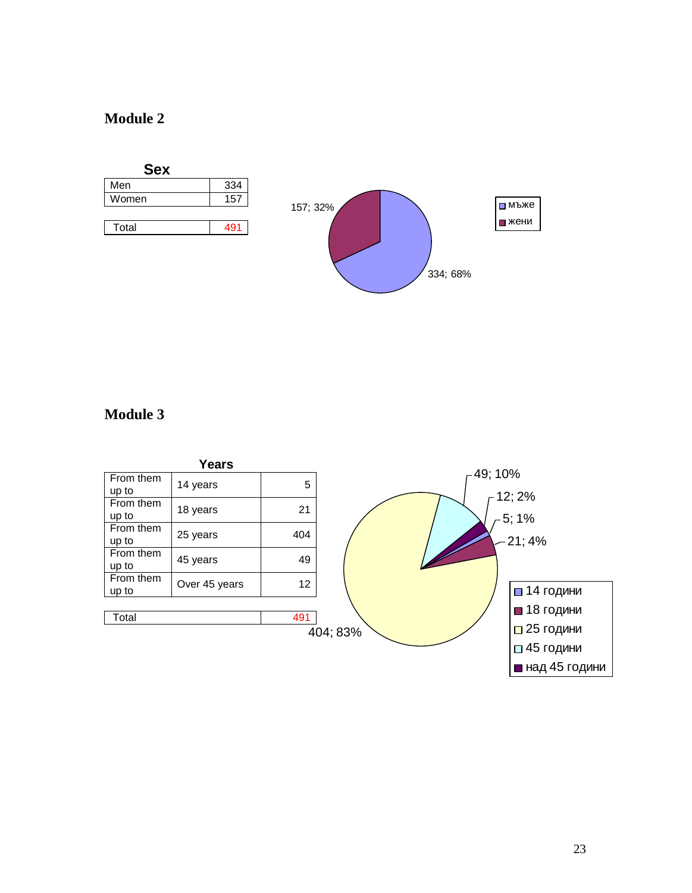## Module 2

**Sex**

| Men | 334 |
|---|---|
| Women | 157 |
| | |
| Total | 491 |

157; 32%

334; 68%

- мъже
- жени

## Module 3

**Years**

| From them up to | 14 years | 5 |
|---|---|---|
| From them up to | 18 years | 21 |
| From them up to | 25 years | 404 |
| From them up to | 45 years | 49 |
| From them up to | Over 45 years | 12 |
| | | |
| Total | | 491 |

49; 10%

12; 2%

5; 1%

21; 4%

404; 83%

- 14 години
- 18 години
- 25 години
- 45 години
- над 45 години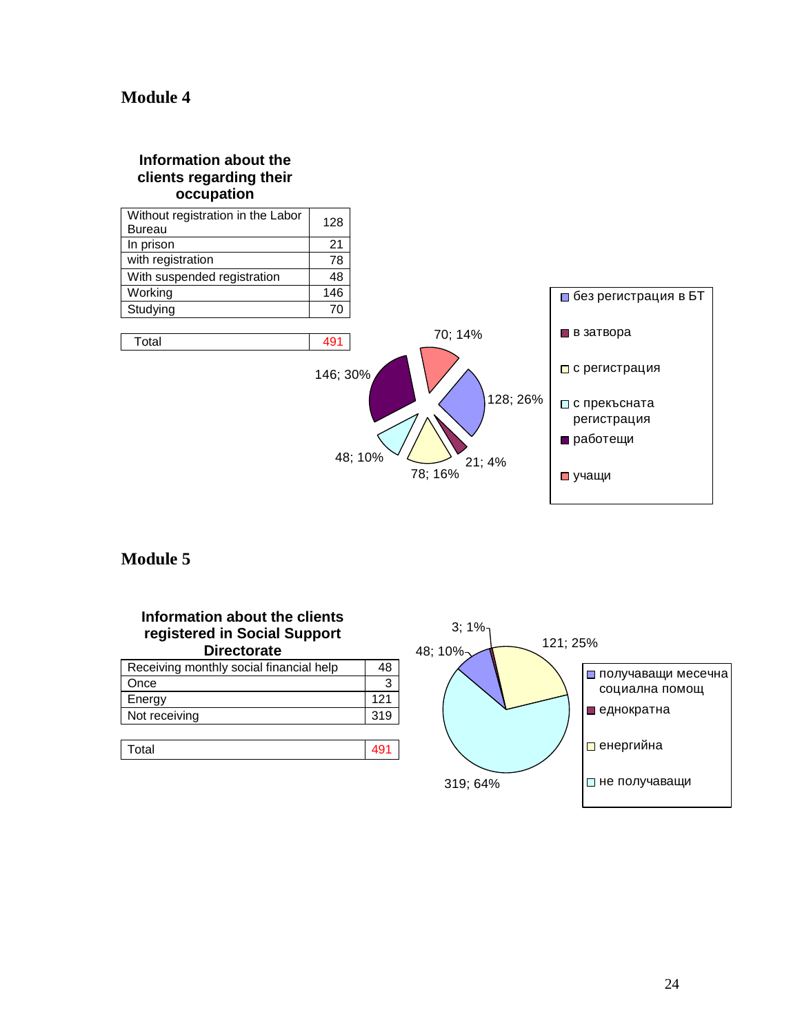## Module 4

**Information about the clients regarding their occupation**

| Information about the clients regarding their occupation | |
|---|---|
| Without registration in the Labor Bureau | 128 |
| In prison | 21 |
| with registration | 78 |
| With suspended registration | 48 |
| Working | 146 |
| Studying | 70 |
| Total | 491 |

- без регистрация в БТ
- в затвора
- с регистрация
- с прекъсната регистрация
- работещи
- учащи

70; 14%
128; 26%
146; 30%
48; 10%
78; 16%
21; 4%

## Module 5

**Information about the clients registered in Social Support Directorate**

| Information about the clients registered in Social Support Directorate | |
|---|---|
| Receiving monthly social financial help | 48 |
| Once | 3 |
| Energy | 121 |
| Not receiving | 319 |
| Total | 491 |

- получаващи месечна социална помощ
- еднократна
- енергийна
- не получаващи

3; 1%
48; 10%
121; 25%
319; 64%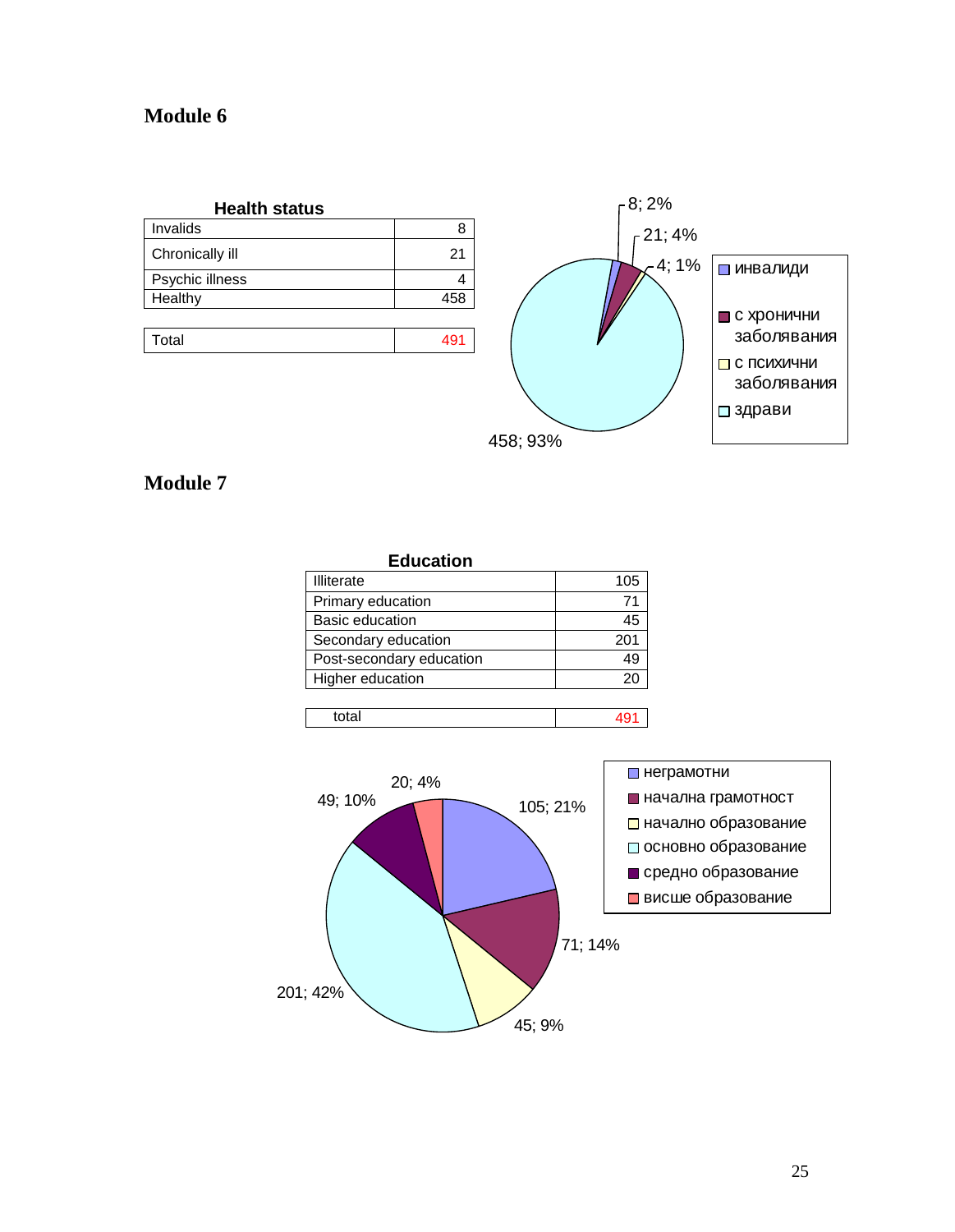## Module 6

**Health status**

| Health status | |
|---|---|
| Invalids | 8 |
| Chronically ill | 21 |
| Psychic illness | 4 |
| Healthy | 458 |
| Total | 491 |

8; 2%
21; 4%
4; 1%
458; 93%

- инвалиди
- с хронични заболявания
- с психични заболявания
- здрави

## Module 7

**Education**

| Education | |
|---|---|
| Illiterate | 105 |
| Primary education | 71 |
| Basic education | 45 |
| Secondary education | 201 |
| Post-secondary education | 49 |
| Higher education | 20 |
| total | 491 |

105; 21%
71; 14%
45; 9%
201; 42%
49; 10%
20; 4%

- неграмотни
- начална грамотност
- начално образование
- основно образование
- средно образование
- висше образование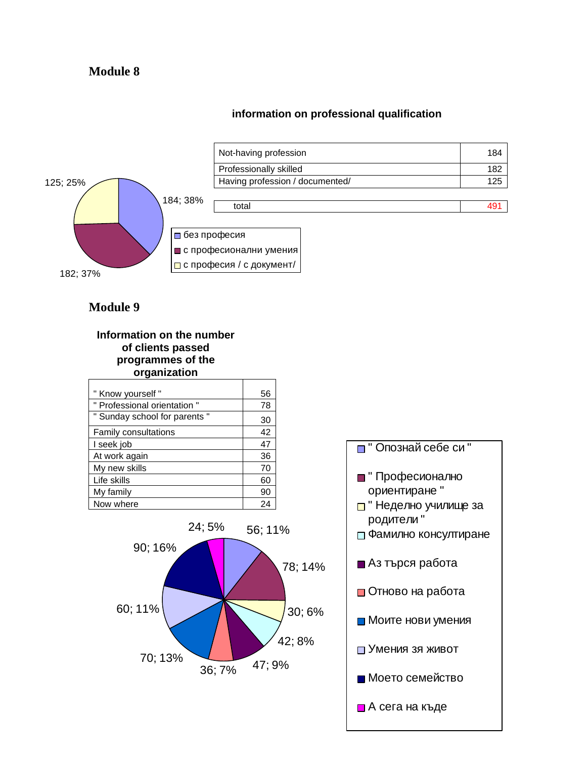## Module 8

**information on professional qualification**

| Not-having profession | 184 |
|---|---|
| Professionally skilled | 182 |
| Having profession / documented/ | 125 |
| total | 491 |

125; 25%

184; 38%

182; 37%

- без професия
- с професионални умения
- с професия / с документ/

## Module 9

**Information on the number of clients passed programmes of the organization**

| " Know yourself " | 56 |
|---|---|
| " Professional orientation " | 78 |
| " Sunday school for parents " | 30 |
| Family consultations | 42 |
| I seek job | 47 |
| At work again | 36 |
| My new skills | 70 |
| Life skills | 60 |
| My family | 90 |
| Now where | 24 |

24; 5%

56; 11%

90; 16%

78; 14%

60; 11%

30; 6%

42; 8%

70; 13%

36; 7%

47; 9%

- " Опознай себе си "
- " Професионално ориентиране "
- " Неделно училище за родители "
- Фамилно консултиране
- Аз търся работа
- Отново на работа
- Моите нови умения
- Умения зя живот
- Моето семейство
- А сега на къде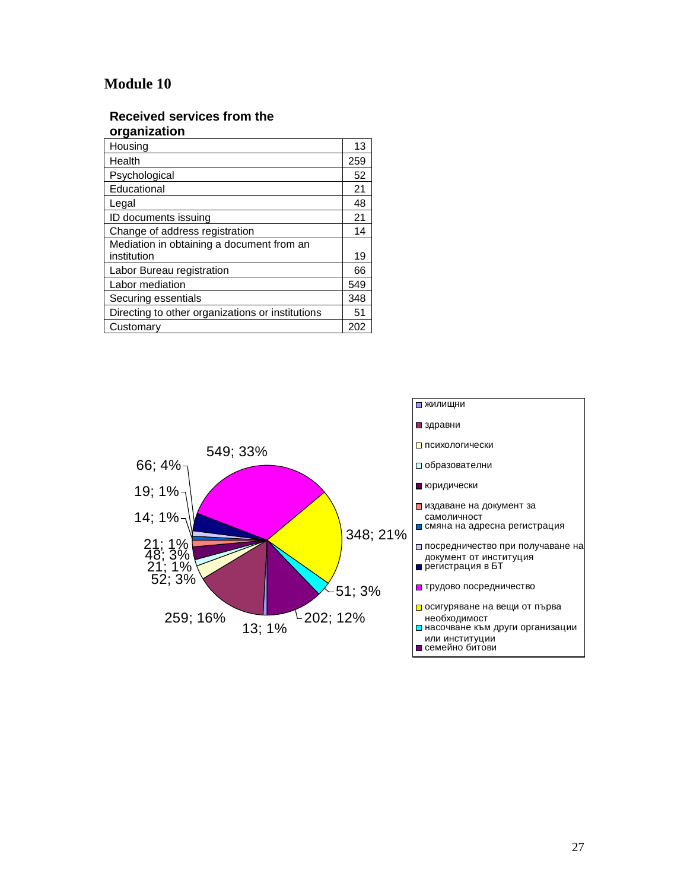# Module 10

**Received services from the organization**

| Housing | 13 |
|---|---|
| Health | 259 |
| Psychological | 52 |
| Educational | 21 |
| Legal | 48 |
| ID documents issuing | 21 |
| Change of address registration | 14 |
| Mediation in obtaining a document from an institution | 19 |
| Labor Bureau registration | 66 |
| Labor mediation | 549 |
| Securing essentials | 348 |
| Directing to other organizations or institutions | 51 |
| Customary | 202 |

549; 33%
66; 4%
19; 1%
14; 1%
21; 1%
48; 3%
21; 1%
52; 3%
259; 16%
13; 1%
202; 12%
51; 3%
348; 21%

- жилищни
- здравни
- психологически
- образователни
- юридически
- издаване на документ за самоличност
- смяна на адресна регистрация
- посредничество при получаване на документ от институция
- регистрация в БТ
- трудово посредничество
- осигуряване на вещи от първа необходимост
- насочване към други организации или институции
- семейно битови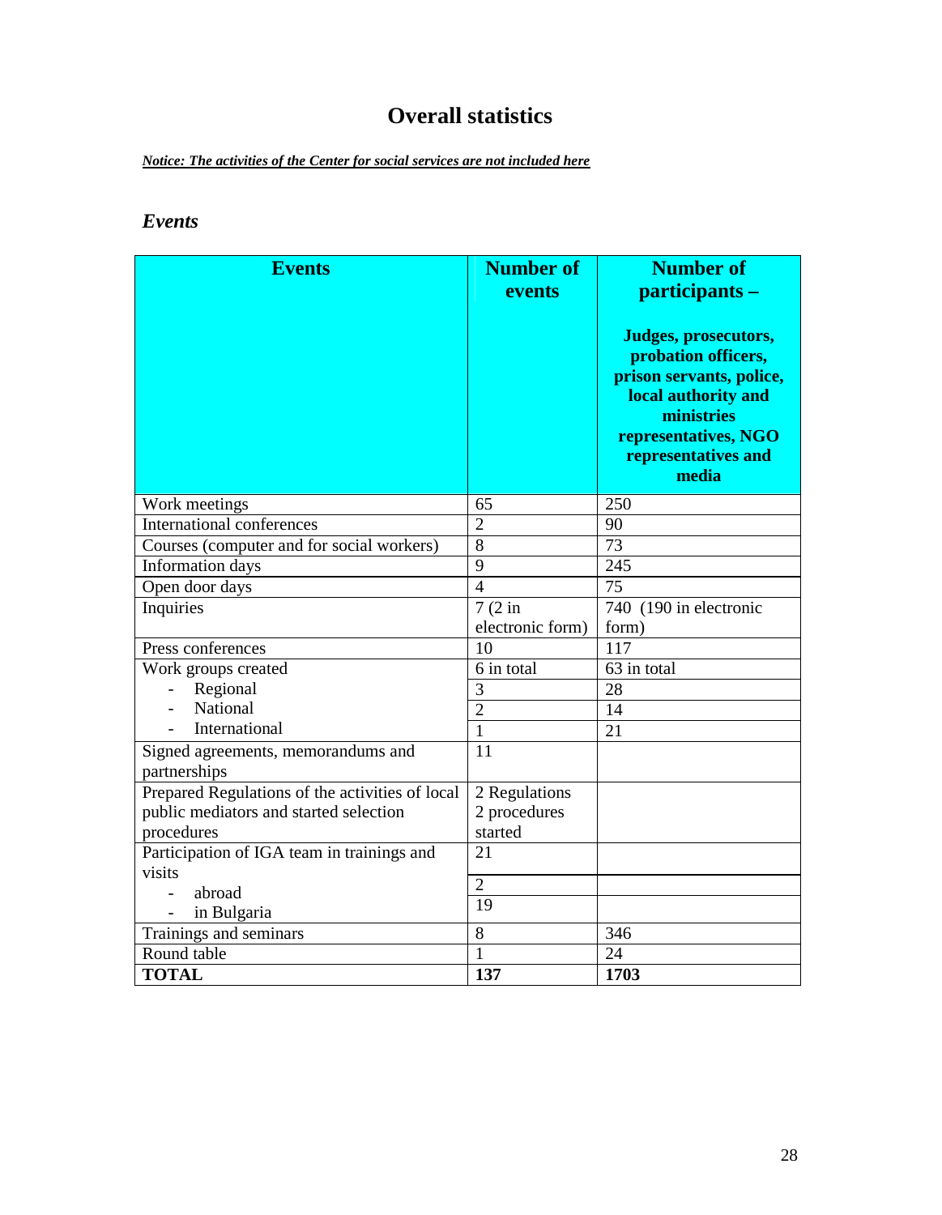# Overall statistics

***Notice: The activities of the Center for social services are not included here***

### *Events*

| Events | Number of events | Number of participants – Judges, prosecutors, probation officers, prison servants, police, local authority and ministries representatives, NGO representatives and media |
|---|---|---|
| Work meetings | 65 | 250 |
| International conferences | 2 | 90 |
| Courses (computer and for social workers) | 8 | 73 |
| Information days | 9 | 245 |
| Open door days | 4 | 75 |
| Inquiries | 7 (2 in electronic form) | 740 (190 in electronic form) |
| Press conferences | 10 | 117 |
| Work groups created | 6 in total | 63 in total |
| - Regional | 3 | 28 |
| - National | 2 | 14 |
| - International | 1 | 21 |
| Signed agreements, memorandums and partnerships | 11 | |
| Prepared Regulations of the activities of local public mediators and started selection procedures | 2 Regulations 2 procedures started | |
| Participation of IGA team in trainings and visits | 21 | |
| - abroad | 2 | |
| - in Bulgaria | 19 | |
| Trainings and seminars | 8 | 346 |
| Round table | 1 | 24 |
| **TOTAL** | **137** | **1703** |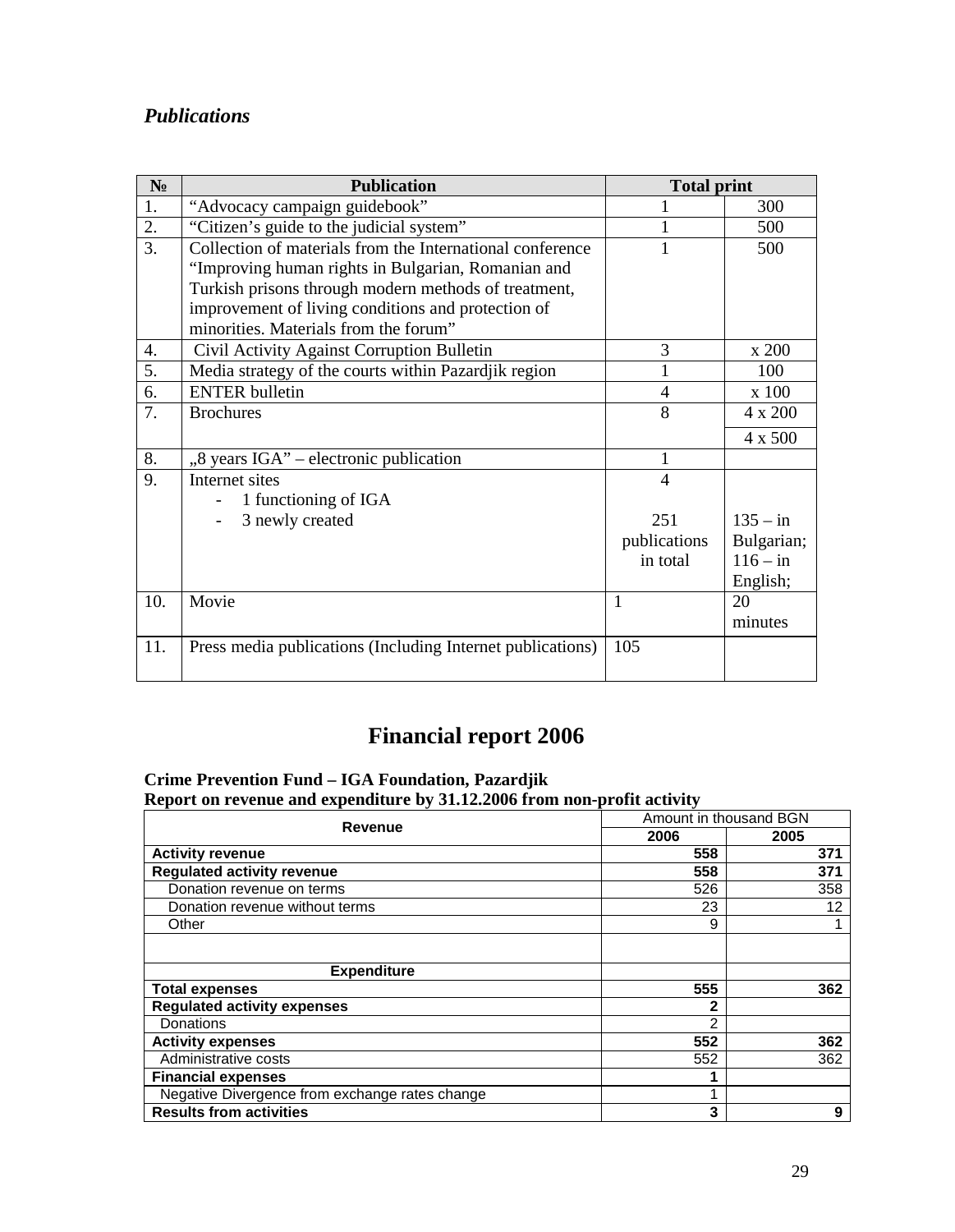*Publications*

| № | Publication | Total print | |
|---|---|---|---|
| 1. | "Advocacy campaign guidebook" | 1 | 300 |
| 2. | "Citizen's guide to the judicial system" | 1 | 500 |
| 3. | Collection of materials from the International conference "Improving human rights in Bulgarian, Romanian and Turkish prisons through modern methods of treatment, improvement of living conditions and protection of minorities. Materials from the forum" | 1 | 500 |
| 4. | Civil Activity Against Corruption Bulletin | 3 | x 200 |
| 5. | Media strategy of the courts within Pazardjik region | 1 | 100 |
| 6. | ENTER bulletin | 4 | x 100 |
| 7. | Brochures | 8 | 4 x 200<br>4 x 500 |
| 8. | „8 years IGA" – electronic publication | 1 | |
| 9. | Internet sites<br>- 1 functioning of IGA<br>- 3 newly created | 4<br><br>251 publications in total | 135 – in Bulgarian; 116 – in English; |
| 10. | Movie | 1 | 20 minutes |
| 11. | Press media publications (Including Internet publications) | 105 | |

# Financial report 2006

**Crime Prevention Fund – IGA Foundation, Pazardjik**
**Report on revenue and expenditure by 31.12.2006 from non-profit activity**

| Revenue | Amount in thousand BGN | |
|---|---|---|
| | 2006 | 2005 |
| **Activity revenue** | **558** | **371** |
| **Regulated activity revenue** | **558** | **371** |
| Donation revenue on terms | 526 | 358 |
| Donation revenue without terms | 23 | 12 |
| Other | 9 | 1 |
| | | |
| **Expenditure** | | |
| **Total expenses** | **555** | **362** |
| **Regulated activity expenses** | **2** | |
| Donations | 2 | |
| **Activity expenses** | **552** | **362** |
| Administrative costs | 552 | 362 |
| **Financial expenses** | **1** | |
| Negative Divergence from exchange rates change | 1 | |
| **Results from activities** | **3** | **9** |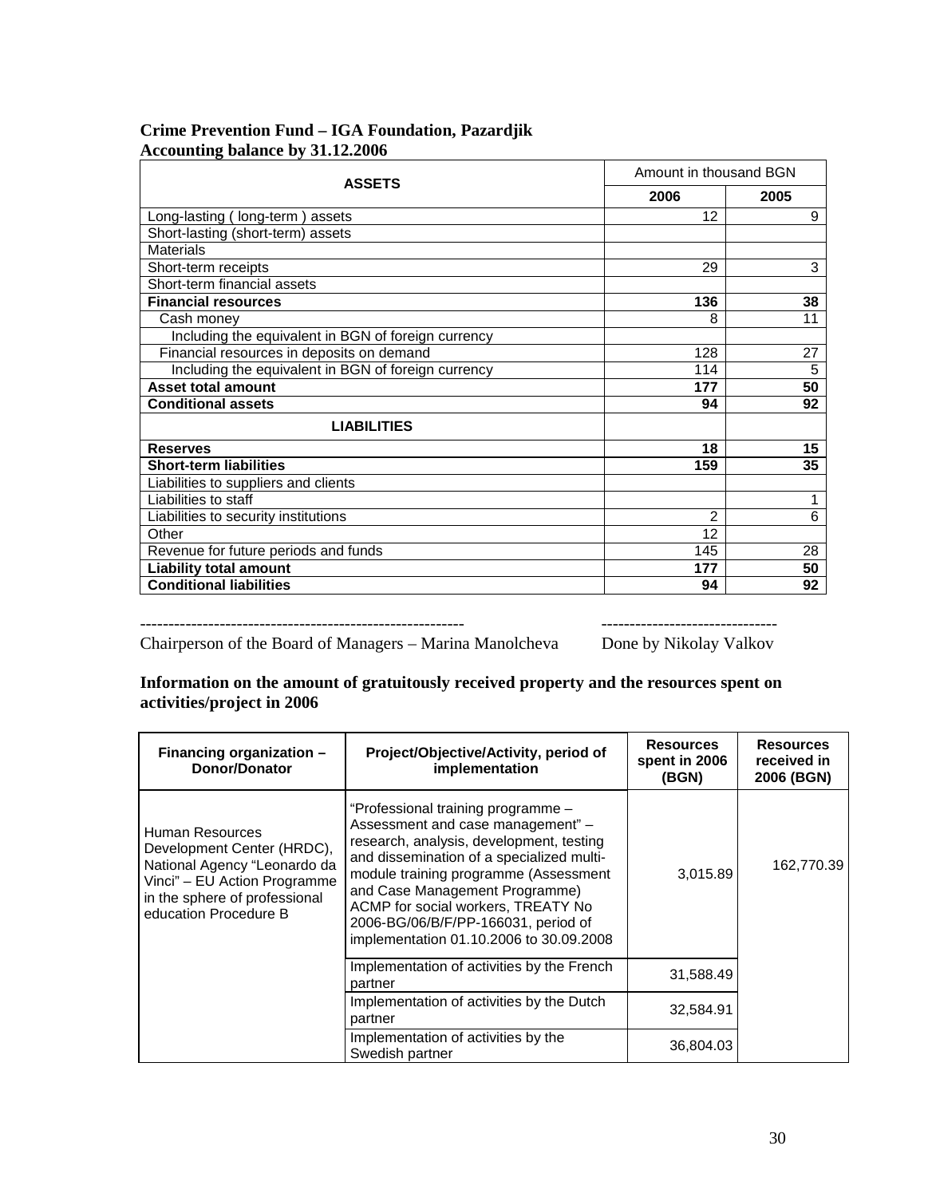**Crime Prevention Fund – IGA Foundation, Pazardjik**
**Accounting balance by 31.12.2006**

| ASSETS | Amount in thousand BGN | |
|---|---|---|
| | **2006** | **2005** |
| Long-lasting ( long-term ) assets | 12 | 9 |
| Short-lasting (short-term) assets | | |
| Materials | | |
| Short-term receipts | 29 | 3 |
| Short-term financial assets | | |
| **Financial resources** | **136** | **38** |
| Cash money | 8 | 11 |
| Including the equivalent in BGN of foreign currency | | |
| Financial resources in deposits on demand | 128 | 27 |
| Including the equivalent in BGN of foreign currency | 114 | 5 |
| **Asset total amount** | **177** | **50** |
| **Conditional assets** | **94** | **92** |
| **LIABILITIES** | | |
| **Reserves** | **18** | **15** |
| **Short-term liabilities** | **159** | **35** |
| Liabilities to suppliers and clients | | |
| Liabilities to staff | | 1 |
| Liabilities to security institutions | 2 | 6 |
| Other | 12 | |
| Revenue for future periods and funds | 145 | 28 |
| **Liability total amount** | **177** | **50** |
| **Conditional liabilities** | **94** | **92** |

--------------------------------------------------------- -------------------------------

Chairperson of the Board of Managers – Marina Manolcheva Done by Nikolay Valkov

**Information on the amount of gratuitously received property and the resources spent on activities/project in 2006**

| Financing organization – Donor/Donator | Project/Objective/Activity, period of implementation | Resources spent in 2006 (BGN) | Resources received in 2006 (BGN) |
|---|---|---|---|
| Human Resources Development Center (HRDC), National Agency "Leonardo da Vinci" – EU Action Programme in the sphere of professional education Procedure B | "Professional training programme – Assessment and case management" – research, analysis, development, testing and dissemination of a specialized multi-module training programme (Assessment and Case Management Programme) ACMP for social workers, TREATY No 2006-BG/06/B/F/PP-166031, period of implementation 01.10.2006 to 30.09.2008 | 3,015.89 | 162,770.39 |
| | Implementation of activities by the French partner | 31,588.49 | |
| | Implementation of activities by the Dutch partner | 32,584.91 | |
| | Implementation of activities by the Swedish partner | 36,804.03 | |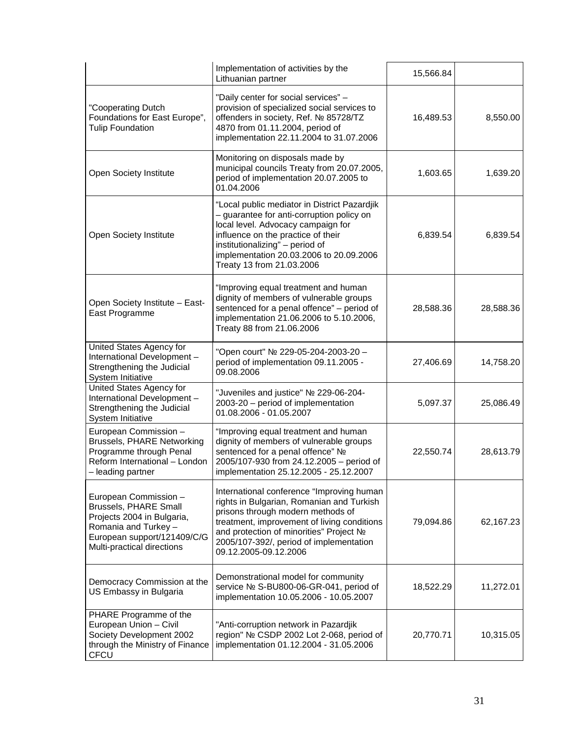|  |  |  |  |
|---|---|---|---|
|  | Implementation of activities by the Lithuanian partner | 15,566.84 |  |
| "Cooperating Dutch Foundations for East Europe", Tulip Foundation | "Daily center for social services" – provision of specialized social services to offenders in society, Ref. № 85728/TZ 4870 from 01.11.2004, period of implementation 22.11.2004 to 31.07.2006 | 16,489.53 | 8,550.00 |
| Open Society Institute | Monitoring on disposals made by municipal councils Treaty from 20.07.2005, period of implementation 20.07.2005 to 01.04.2006 | 1,603.65 | 1,639.20 |
| Open Society Institute | "Local public mediator in District Pazardjik – guarantee for anti-corruption policy on local level. Advocacy campaign for influence on the practice of their institutionalizing" – period of implementation 20.03.2006 to 20.09.2006 Treaty 13 from 21.03.2006 | 6,839.54 | 6,839.54 |
| Open Society Institute – East-East Programme | "Improving equal treatment and human dignity of members of vulnerable groups sentenced for a penal offence" – period of implementation 21.06.2006 to 5.10.2006, Treaty 88 from 21.06.2006 | 28,588.36 | 28,588.36 |
| United States Agency for International Development – Strengthening the Judicial System Initiative | "Open court" № 229-05-204-2003-20 – period of implementation 09.11.2005 - 09.08.2006 | 27,406.69 | 14,758.20 |
| United States Agency for International Development – Strengthening the Judicial System Initiative | "Juveniles and justice" № 229-06-204-2003-20 – period of implementation 01.08.2006 - 01.05.2007 | 5,097.37 | 25,086.49 |
| European Commission – Brussels, PHARE Networking Programme through Penal Reform International – London – leading partner | "Improving equal treatment and human dignity of members of vulnerable groups sentenced for a penal offence" № 2005/107-930 from 24.12.2005 – period of implementation 25.12.2005 - 25.12.2007 | 22,550.74 | 28,613.79 |
| European Commission – Brussels, PHARE Small Projects 2004 in Bulgaria, Romania and Turkey – European support/121409/C/G Multi-practical directions | International conference "Improving human rights in Bulgarian, Romanian and Turkish prisons through modern methods of treatment, improvement of living conditions and protection of minorities" Project № 2005/107-392/, period of implementation 09.12.2005-09.12.2006 | 79,094.86 | 62,167.23 |
| Democracy Commission at the US Embassy in Bulgaria | Demonstrational model for community service № S-BU800-06-GR-041, period of implementation 10.05.2006 - 10.05.2007 | 18,522.29 | 11,272.01 |
| PHARE Programme of the European Union – Civil Society Development 2002 through the Ministry of Finance CFCU | "Anti-corruption network in Pazardjik region" № CSDP 2002 Lot 2-068, period of implementation 01.12.2004 - 31.05.2006 | 20,770.71 | 10,315.05 |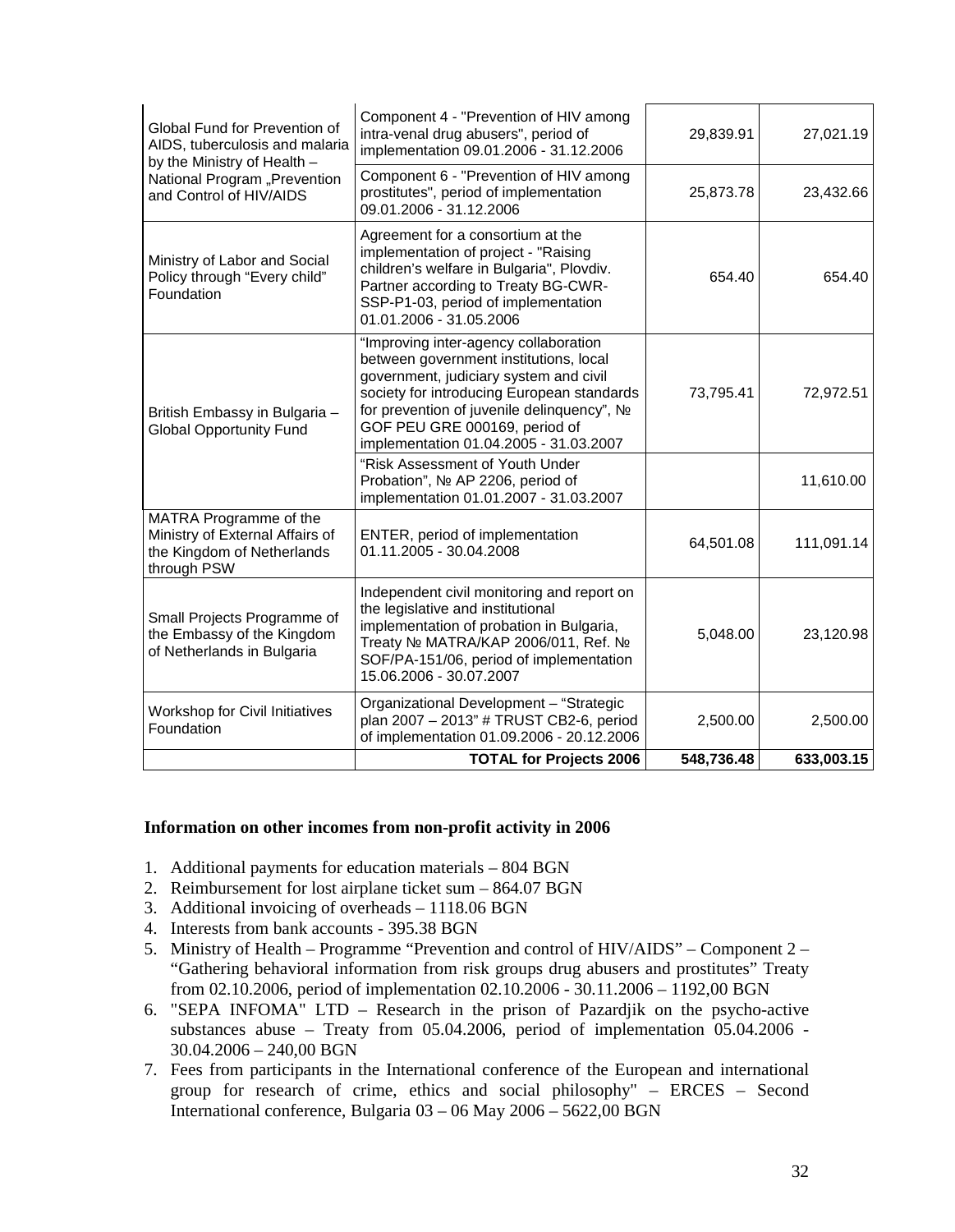| | | | |
|---|---|---|---|
| Global Fund for Prevention of AIDS, tuberculosis and malaria by the Ministry of Health – National Program „Prevention and Control of HIV/AIDS | Component 4 - "Prevention of HIV among intra-venal drug abusers", period of implementation 09.01.2006 - 31.12.2006 | 29,839.91 | 27,021.19 |
| | Component 6 - "Prevention of HIV among prostitutes", period of implementation 09.01.2006 - 31.12.2006 | 25,873.78 | 23,432.66 |
| Ministry of Labor and Social Policy through "Every child" Foundation | Agreement for a consortium at the implementation of project - "Raising children's welfare in Bulgaria", Plovdiv. Partner according to Treaty BG-CWR-SSP-P1-03, period of implementation 01.01.2006 - 31.05.2006 | 654.40 | 654.40 |
| British Embassy in Bulgaria – Global Opportunity Fund | "Improving inter-agency collaboration between government institutions, local government, judiciary system and civil society for introducing European standards for prevention of juvenile delinquency", № GOF PEU GRE 000169, period of implementation 01.04.2005 - 31.03.2007 | 73,795.41 | 72,972.51 |
| | "Risk Assessment of Youth Under Probation", № AP 2206, period of implementation 01.01.2007 - 31.03.2007 | | 11,610.00 |
| MATRA Programme of the Ministry of External Affairs of the Kingdom of Netherlands through PSW | ENTER, period of implementation 01.11.2005 - 30.04.2008 | 64,501.08 | 111,091.14 |
| Small Projects Programme of the Embassy of the Kingdom of Netherlands in Bulgaria | Independent civil monitoring and report on the legislative and institutional implementation of probation in Bulgaria, Treaty № MATRA/KAP 2006/011, Ref. № SOF/PA-151/06, period of implementation 15.06.2006 - 30.07.2007 | 5,048.00 | 23,120.98 |
| Workshop for Civil Initiatives Foundation | Organizational Development – "Strategic plan 2007 – 2013" # TRUST CB2-6, period of implementation 01.09.2006 - 20.12.2006 | 2,500.00 | 2,500.00 |
| | **TOTAL for Projects 2006** | **548,736.48** | **633,003.15** |

**Information on other incomes from non-profit activity in 2006**

1. Additional payments for education materials – 804 BGN
2. Reimbursement for lost airplane ticket sum – 864.07 BGN
3. Additional invoicing of overheads – 1118.06 BGN
4. Interests from bank accounts - 395.38 BGN
5. Ministry of Health – Programme "Prevention and control of HIV/AIDS" – Component 2 – "Gathering behavioral information from risk groups drug abusers and prostitutes" Treaty from 02.10.2006, period of implementation 02.10.2006 - 30.11.2006 – 1192,00 BGN
6. "SEPA INFOMA" LTD – Research in the prison of Pazardjik on the psycho-active substances abuse – Treaty from 05.04.2006, period of implementation 05.04.2006 - 30.04.2006 – 240,00 BGN
7. Fees from participants in the International conference of the European and international group for research of crime, ethics and social philosophy" – ERCES – Second International conference, Bulgaria 03 – 06 May 2006 – 5622,00 BGN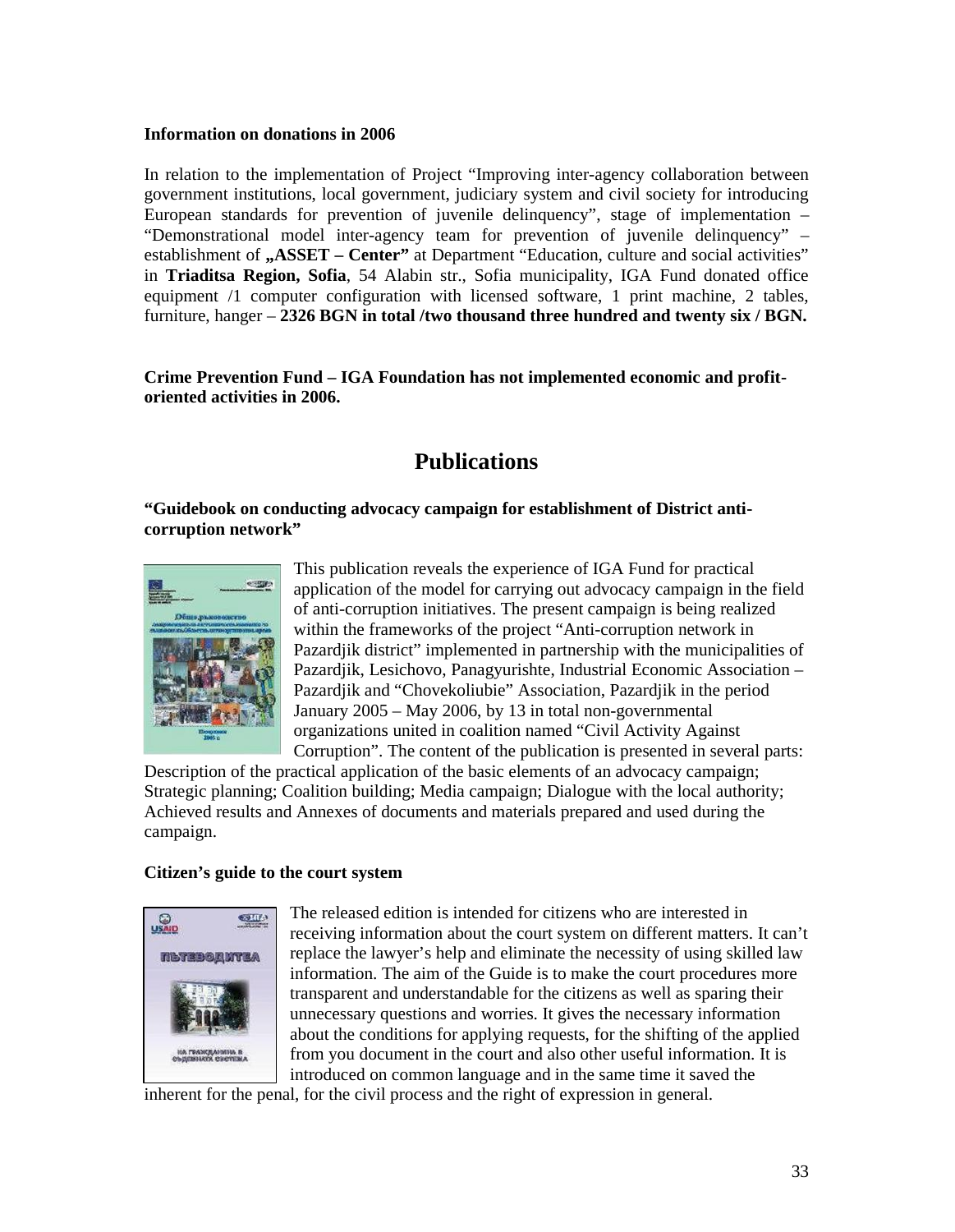**Information on donations in 2006**

In relation to the implementation of Project “Improving inter-agency collaboration between government institutions, local government, judiciary system and civil society for introducing European standards for prevention of juvenile delinquency”, stage of implementation – “Demonstrational model inter-agency team for prevention of juvenile delinquency” – establishment of **„ASSET – Center”** at Department “Education, culture and social activities” in **Triaditsa Region, Sofia**, 54 Alabin str., Sofia municipality, IGA Fund donated office equipment /1 computer configuration with licensed software, 1 print machine, 2 tables, furniture, hanger – **2326 BGN in total /two thousand three hundred and twenty six / BGN.**

**Crime Prevention Fund – IGA Foundation has not implemented economic and profit-oriented activities in 2006.**

# Publications

**“Guidebook on conducting advocacy campaign for establishment of District anti-corruption network”**

This publication reveals the experience of IGA Fund for practical application of the model for carrying out advocacy campaign in the field of anti-corruption initiatives. The present campaign is being realized within the frameworks of the project “Anti-corruption network in Pazardjik district” implemented in partnership with the municipalities of Pazardjik, Lesichovo, Panagyurishte, Industrial Economic Association – Pazardjik and “Chovekoliubie” Association, Pazardjik in the period January 2005 – May 2006, by 13 in total non-governmental organizations united in coalition named “Civil Activity Against Corruption”. The content of the publication is presented in several parts: Description of the practical application of the basic elements of an advocacy campaign; Strategic planning; Coalition building; Media campaign; Dialogue with the local authority; Achieved results and Annexes of documents and materials prepared and used during the campaign.

**Citizen’s guide to the court system**

The released edition is intended for citizens who are interested in receiving information about the court system on different matters. It can’t replace the lawyer’s help and eliminate the necessity of using skilled law information. The aim of the Guide is to make the court procedures more transparent and understandable for the citizens as well as sparing their unnecessary questions and worries. It gives the necessary information about the conditions for applying requests, for the shifting of the applied from you document in the court and also other useful information. It is introduced on common language and in the same time it saved the inherent for the penal, for the civil process and the right of expression in general.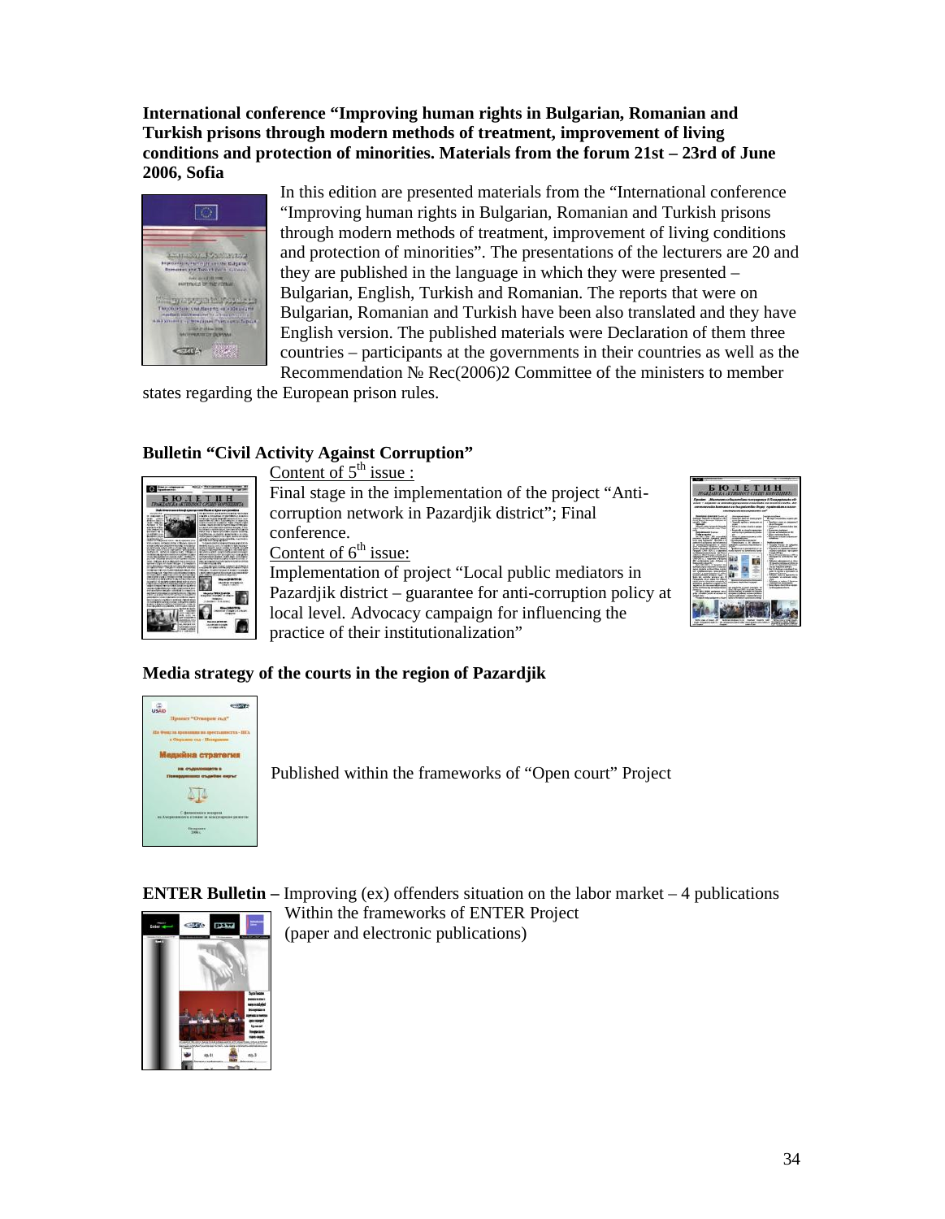**International conference "Improving human rights in Bulgarian, Romanian and Turkish prisons through modern methods of treatment, improvement of living conditions and protection of minorities. Materials from the forum 21st – 23rd of June 2006, Sofia**

In this edition are presented materials from the "International conference "Improving human rights in Bulgarian, Romanian and Turkish prisons through modern methods of treatment, improvement of living conditions and protection of minorities". The presentations of the lecturers are 20 and they are published in the language in which they were presented – Bulgarian, English, Turkish and Romanian. The reports that were on Bulgarian, Romanian and Turkish have been also translated and they have English version. The published materials were Declaration of them three countries – participants at the governments in their countries as well as the Recommendation № Rec(2006)2 Committee of the ministers to member states regarding the European prison rules.

**Bulletin "Civil Activity Against Corruption"**

Content of 5th issue :

Final stage in the implementation of the project "Anti-corruption network in Pazardjik district"; Final conference.

Content of 6th issue:

Implementation of project "Local public mediators in Pazardjik district – guarantee for anti-corruption policy at local level. Advocacy campaign for influencing the practice of their institutionalization"

**Media strategy of the courts in the region of Pazardjik**

Published within the frameworks of "Open court" Project

**ENTER Bulletin –** Improving (ex) offenders situation on the labor market – 4 publications Within the frameworks of ENTER Project (paper and electronic publications)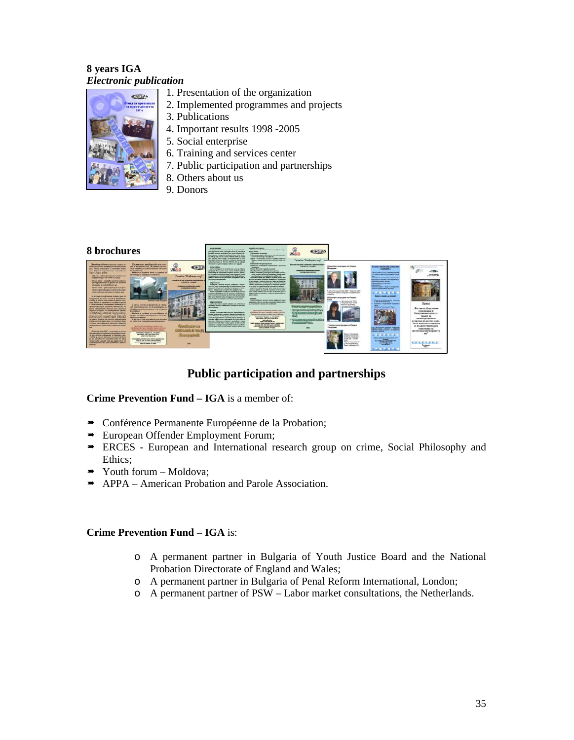**8 years IGA**
***Electronic publication***

1. Presentation of the organization
2. Implemented programmes and projects
3. Publications
4. Important results 1998 -2005
5. Social enterprise
6. Training and services center
7. Public participation and partnerships
8. Others about us
9. Donors

**8 brochures**

## Public participation and partnerships

**Crime Prevention Fund – IGA** is a member of:

- Conférence Permanente Européenne de la Probation;
- European Offender Employment Forum;
- ERCES - European and International research group on crime, Social Philosophy and Ethics;
- Youth forum – Moldova;
- APPA – American Probation and Parole Association.

**Crime Prevention Fund – IGA** is:

- A permanent partner in Bulgaria of Youth Justice Board and the National Probation Directorate of England and Wales;
- A permanent partner in Bulgaria of Penal Reform International, London;
- A permanent partner of PSW – Labor market consultations, the Netherlands.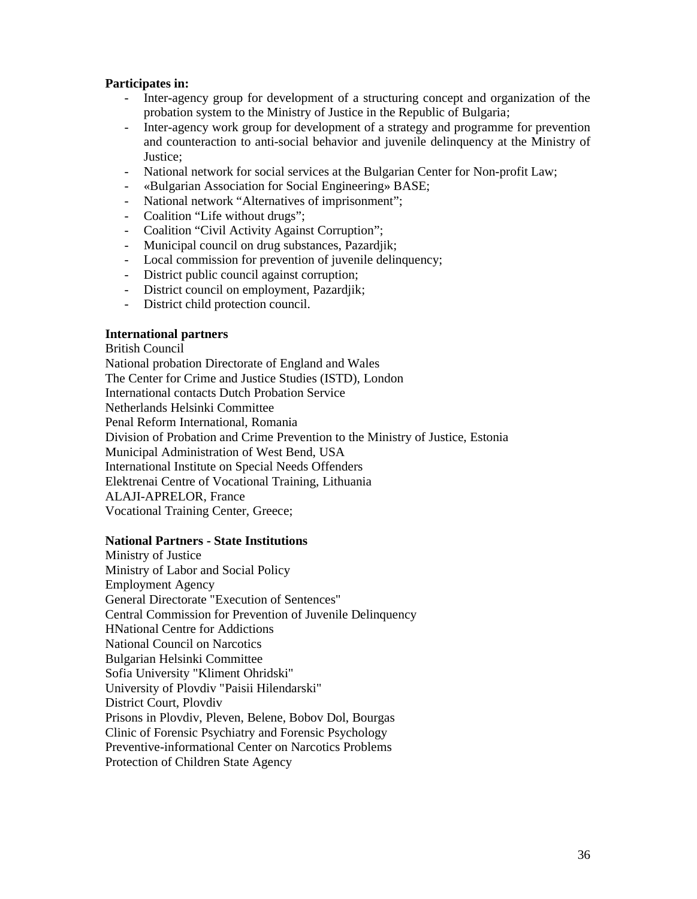**Participates in:**

- Inter-agency group for development of a structuring concept and organization of the probation system to the Ministry of Justice in the Republic of Bulgaria;
- Inter-agency work group for development of a strategy and programme for prevention and counteraction to anti-social behavior and juvenile delinquency at the Ministry of Justice;
- National network for social services at the Bulgarian Center for Non-profit Law;
- «Bulgarian Association for Social Engineering» BASE;
- National network “Alternatives of imprisonment”;
- Coalition “Life without drugs”;
- Coalition “Civil Activity Against Corruption”;
- Municipal council on drug substances, Pazardjik;
- Local commission for prevention of juvenile delinquency;
- District public council against corruption;
- District council on employment, Pazardjik;
- District child protection council.

**International partners**

British Council
National probation Directorate of England and Wales
The Center for Crime and Justice Studies (ISTD), London
International contacts Dutch Probation Service
Netherlands Helsinki Committee
Penal Reform International, Romania
Division of Probation and Crime Prevention to the Ministry of Justice, Estonia
Municipal Administration of West Bend, USA
International Institute on Special Needs Offenders
Elektrenai Centre of Vocational Training, Lithuania
ALAJI-APRELOR, France
Vocational Training Center, Greece;

**National Partners - State Institutions**

Ministry of Justice
Ministry of Labor and Social Policy
Employment Agency
General Directorate "Execution of Sentences"
Central Commission for Prevention of Juvenile Delinquency
HNational Centre for Addictions
National Council on Narcotics
Bulgarian Helsinki Committee
Sofia University "Kliment Ohridski"
University of Plovdiv "Paisii Hilendarski"
District Court, Plovdiv
Prisons in Plovdiv, Pleven, Belene, Bobov Dol, Bourgas
Clinic of Forensic Psychiatry and Forensic Psychology
Preventive-informational Center on Narcotics Problems
Protection of Children State Agency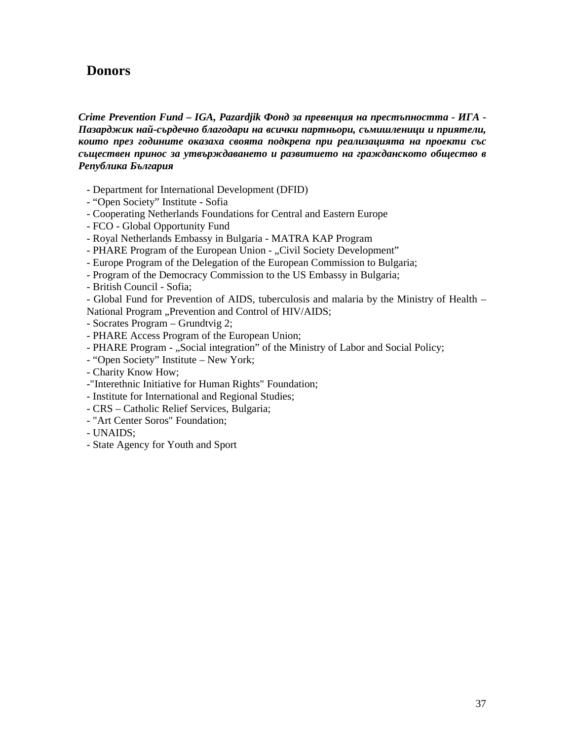# Donors

***Crime Prevention Fund – IGA, Pazardjik Фонд за превенция на престъпността - ИГА - Пазарджик най-сърдечно благодари на всички партньори, съмишленици и приятели, които през годините оказаха своята подкрепа при реализацията на проекти със съществен принос за утвърждаването и развитието на гражданското общество в Република България***

- Department for International Development (DFID)
- "Open Society" Institute - Sofia
- Cooperating Netherlands Foundations for Central and Eastern Europe
- FCO - Global Opportunity Fund
- Royal Netherlands Embassy in Bulgaria - MATRA KAP Program
- PHARE Program of the European Union - „Civil Society Development"
- Europe Program of the Delegation of the European Commission to Bulgaria;
- Program of the Democracy Commission to the US Embassy in Bulgaria;
- British Council - Sofia;
- Global Fund for Prevention of AIDS, tuberculosis and malaria by the Ministry of Health – National Program „Prevention and Control of HIV/AIDS;
- Socrates Program – Grundtvig 2;
- PHARE Access Program of the European Union;
- PHARE Program - „Social integration" of the Ministry of Labor and Social Policy;
- "Open Society" Institute – New York;
- Charity Know How;
- "Interethnic Initiative for Human Rights" Foundation;
- Institute for International and Regional Studies;
- CRS – Catholic Relief Services, Bulgaria;
- "Art Center Soros" Foundation;
- UNAIDS;
- State Agency for Youth and Sport